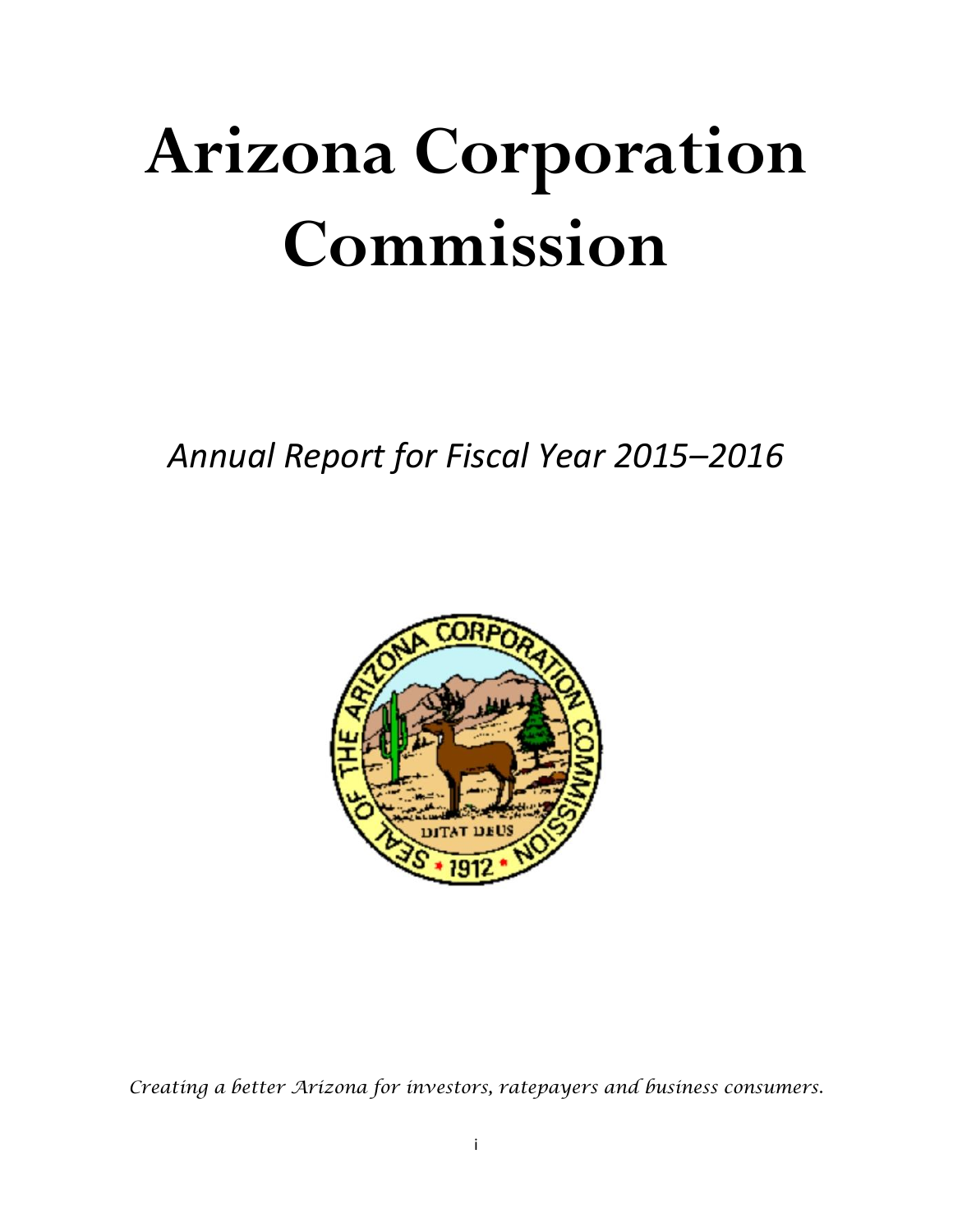# Arizona Corporation Commission

*Annual Report for Fiscal Year 2015–2016*

*Creating a better Arizona for investors, ratepayers and business consumers.*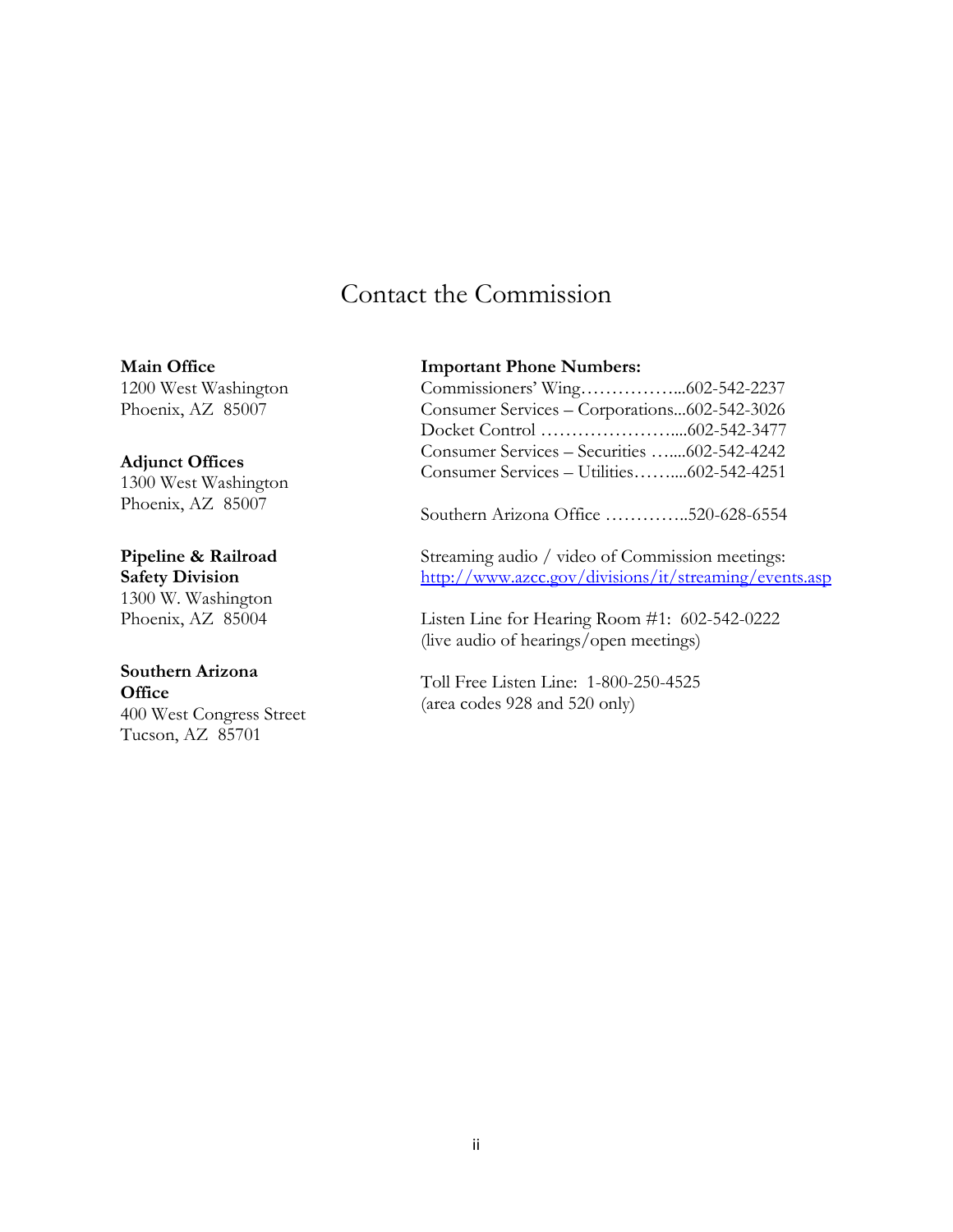# Contact the Commission

**Main Office**
1200 West Washington
Phoenix, AZ 85007

**Adjunct Offices**
1300 West Washington
Phoenix, AZ 85007

**Pipeline & Railroad Safety Division**
1300 W. Washington
Phoenix, AZ 85004

**Southern Arizona Office**
400 West Congress Street
Tucson, AZ 85701

**Important Phone Numbers:**
Commissioners' Wing……………...602-542-2237
Consumer Services – Corporations...602-542-3026
Docket Control …………………....602-542-3477
Consumer Services – Securities …....602-542-4242
Consumer Services – Utilities……....602-542-4251

Southern Arizona Office …………..520-628-6554

Streaming audio / video of Commission meetings:
http://www.azcc.gov/divisions/it/streaming/events.asp

Listen Line for Hearing Room #1: 602-542-0222
(live audio of hearings/open meetings)

Toll Free Listen Line: 1-800-250-4525
(area codes 928 and 520 only)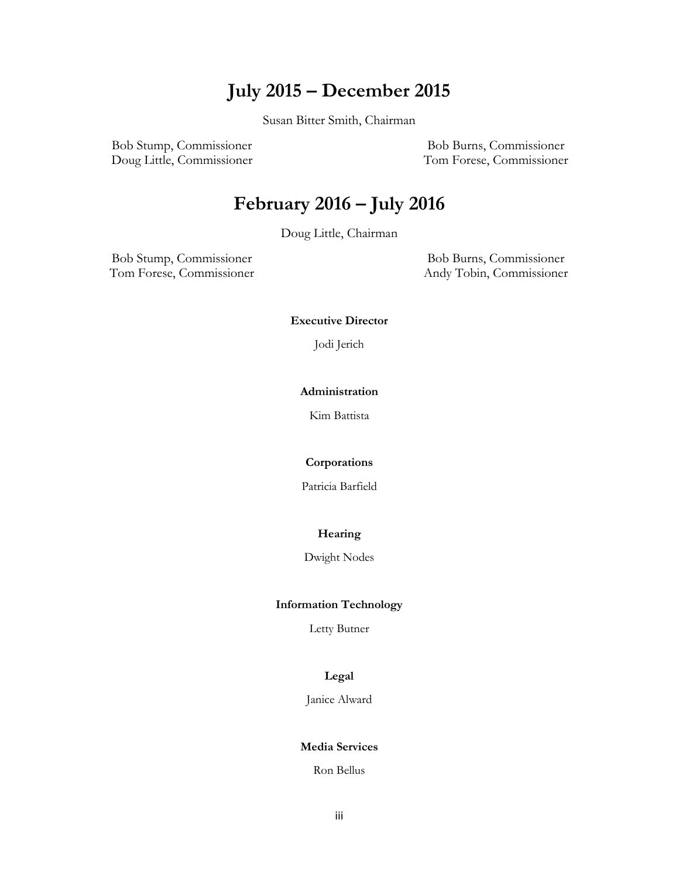## July 2015 – December 2015

Susan Bitter Smith, Chairman

Bob Stump, Commissioner
Doug Little, Commissioner
Bob Burns, Commissioner
Tom Forese, Commissioner

## February 2016 – July 2016

Doug Little, Chairman

Bob Stump, Commissioner
Tom Forese, Commissioner
Bob Burns, Commissioner
Andy Tobin, Commissioner

**Executive Director**

Jodi Jerich

**Administration**

Kim Battista

**Corporations**

Patricia Barfield

**Hearing**

Dwight Nodes

**Information Technology**

Letty Butner

**Legal**

Janice Alward

**Media Services**

Ron Bellus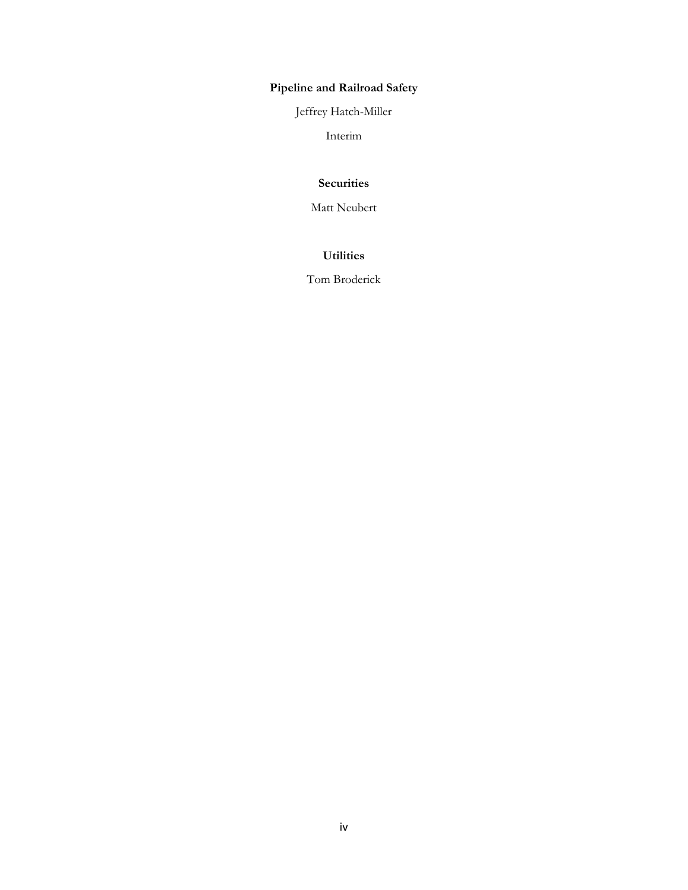**Pipeline and Railroad Safety**

Jeffrey Hatch-Miller

Interim

**Securities**

Matt Neubert

**Utilities**

Tom Broderick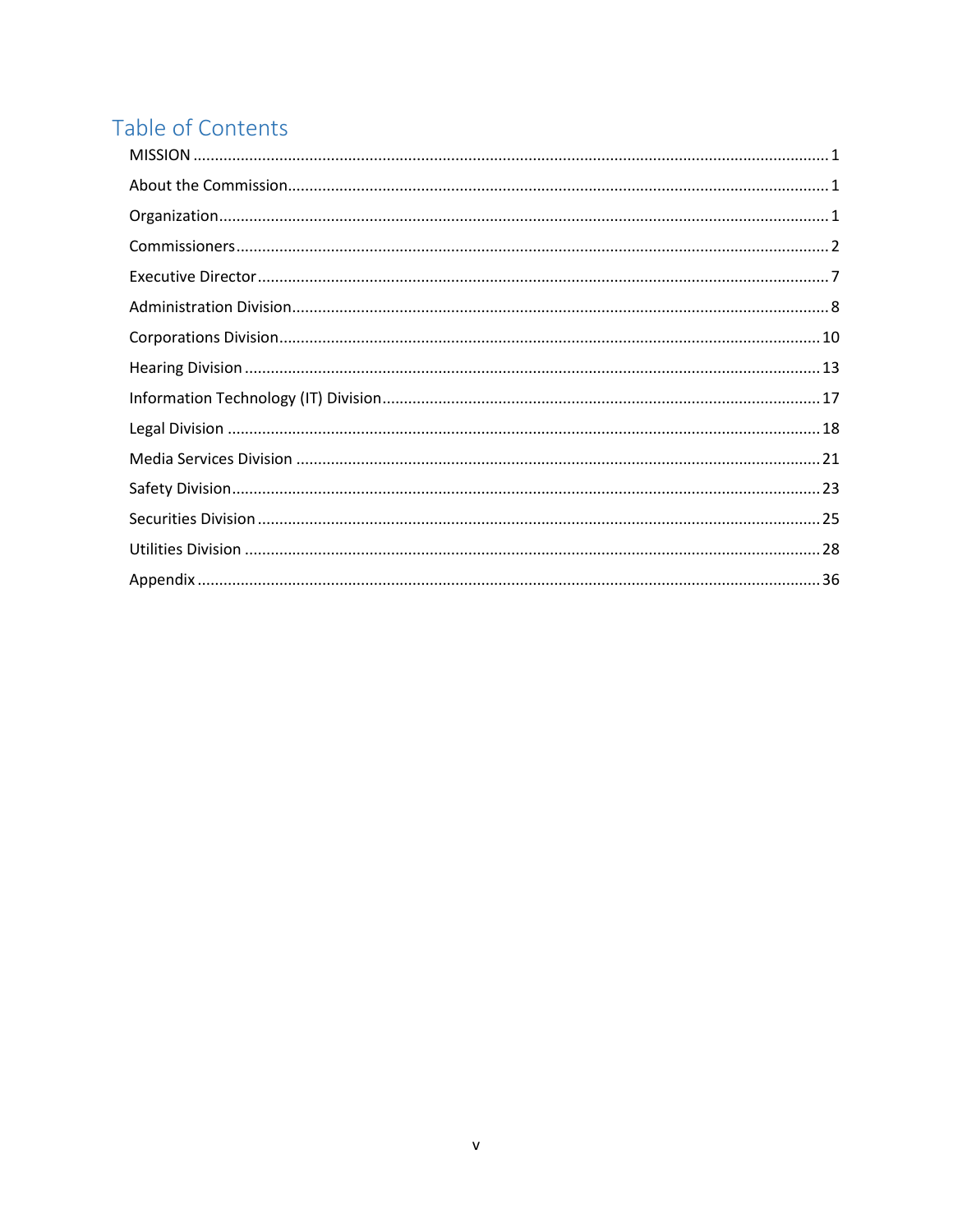# Table of Contents

MISSION ..... 1

About the Commission ..... 1

Organization ..... 1

Commissioners ..... 2

Executive Director ..... 7

Administration Division ..... 8

Corporations Division ..... 10

Hearing Division ..... 13

Information Technology (IT) Division ..... 17

Legal Division ..... 18

Media Services Division ..... 21

Safety Division ..... 23

Securities Division ..... 25

Utilities Division ..... 28

Appendix ..... 36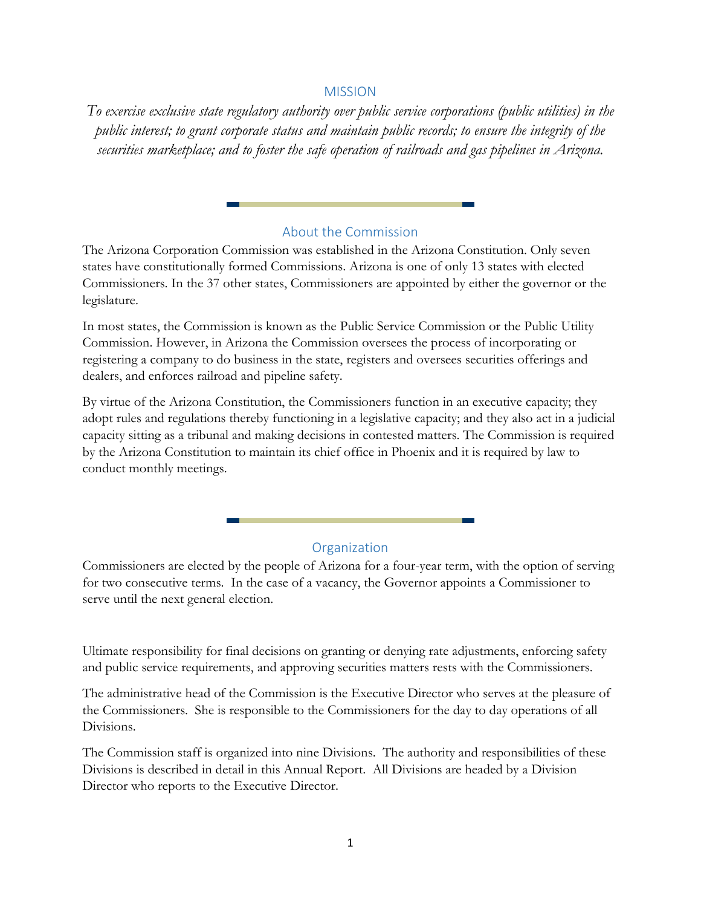## MISSION

*To exercise exclusive state regulatory authority over public service corporations (public utilities) in the public interest; to grant corporate status and maintain public records; to ensure the integrity of the securities marketplace; and to foster the safe operation of railroads and gas pipelines in Arizona.*

## About the Commission

The Arizona Corporation Commission was established in the Arizona Constitution. Only seven states have constitutionally formed Commissions. Arizona is one of only 13 states with elected Commissioners. In the 37 other states, Commissioners are appointed by either the governor or the legislature.

In most states, the Commission is known as the Public Service Commission or the Public Utility Commission. However, in Arizona the Commission oversees the process of incorporating or registering a company to do business in the state, registers and oversees securities offerings and dealers, and enforces railroad and pipeline safety.

By virtue of the Arizona Constitution, the Commissioners function in an executive capacity; they adopt rules and regulations thereby functioning in a legislative capacity; and they also act in a judicial capacity sitting as a tribunal and making decisions in contested matters. The Commission is required by the Arizona Constitution to maintain its chief office in Phoenix and it is required by law to conduct monthly meetings.

## Organization

Commissioners are elected by the people of Arizona for a four-year term, with the option of serving for two consecutive terms. In the case of a vacancy, the Governor appoints a Commissioner to serve until the next general election.

Ultimate responsibility for final decisions on granting or denying rate adjustments, enforcing safety and public service requirements, and approving securities matters rests with the Commissioners.

The administrative head of the Commission is the Executive Director who serves at the pleasure of the Commissioners. She is responsible to the Commissioners for the day to day operations of all Divisions.

The Commission staff is organized into nine Divisions. The authority and responsibilities of these Divisions is described in detail in this Annual Report. All Divisions are headed by a Division Director who reports to the Executive Director.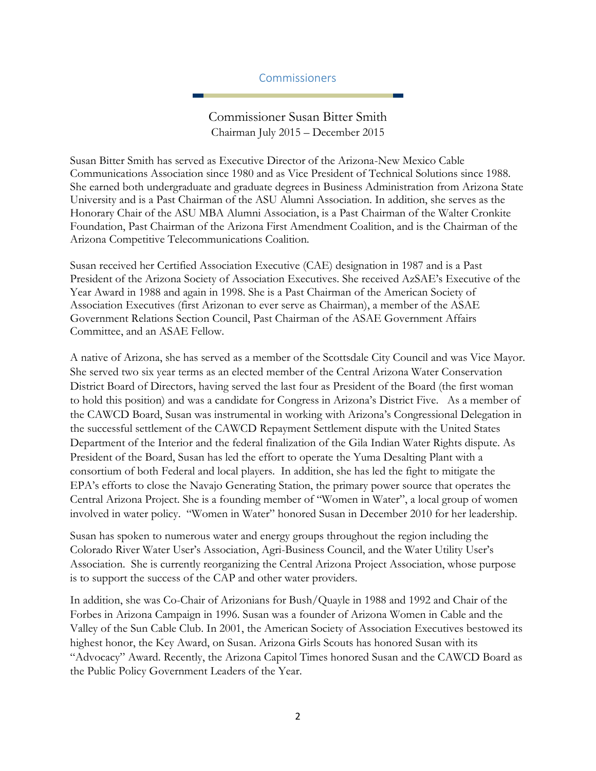## Commissioners

### Commissioner Susan Bitter Smith

Chairman July 2015 – December 2015

Susan Bitter Smith has served as Executive Director of the Arizona-New Mexico Cable Communications Association since 1980 and as Vice President of Technical Solutions since 1988. She earned both undergraduate and graduate degrees in Business Administration from Arizona State University and is a Past Chairman of the ASU Alumni Association. In addition, she serves as the Honorary Chair of the ASU MBA Alumni Association, is a Past Chairman of the Walter Cronkite Foundation, Past Chairman of the Arizona First Amendment Coalition, and is the Chairman of the Arizona Competitive Telecommunications Coalition.

Susan received her Certified Association Executive (CAE) designation in 1987 and is a Past President of the Arizona Society of Association Executives. She received AzSAE's Executive of the Year Award in 1988 and again in 1998. She is a Past Chairman of the American Society of Association Executives (first Arizonan to ever serve as Chairman), a member of the ASAE Government Relations Section Council, Past Chairman of the ASAE Government Affairs Committee, and an ASAE Fellow.

A native of Arizona, she has served as a member of the Scottsdale City Council and was Vice Mayor. She served two six year terms as an elected member of the Central Arizona Water Conservation District Board of Directors, having served the last four as President of the Board (the first woman to hold this position) and was a candidate for Congress in Arizona's District Five. As a member of the CAWCD Board, Susan was instrumental in working with Arizona's Congressional Delegation in the successful settlement of the CAWCD Repayment Settlement dispute with the United States Department of the Interior and the federal finalization of the Gila Indian Water Rights dispute. As President of the Board, Susan has led the effort to operate the Yuma Desalting Plant with a consortium of both Federal and local players. In addition, she has led the fight to mitigate the EPA's efforts to close the Navajo Generating Station, the primary power source that operates the Central Arizona Project. She is a founding member of "Women in Water", a local group of women involved in water policy. "Women in Water" honored Susan in December 2010 for her leadership.

Susan has spoken to numerous water and energy groups throughout the region including the Colorado River Water User's Association, Agri-Business Council, and the Water Utility User's Association. She is currently reorganizing the Central Arizona Project Association, whose purpose is to support the success of the CAP and other water providers.

In addition, she was Co-Chair of Arizonians for Bush/Quayle in 1988 and 1992 and Chair of the Forbes in Arizona Campaign in 1996. Susan was a founder of Arizona Women in Cable and the Valley of the Sun Cable Club. In 2001, the American Society of Association Executives bestowed its highest honor, the Key Award, on Susan. Arizona Girls Scouts has honored Susan with its "Advocacy" Award. Recently, the Arizona Capitol Times honored Susan and the CAWCD Board as the Public Policy Government Leaders of the Year.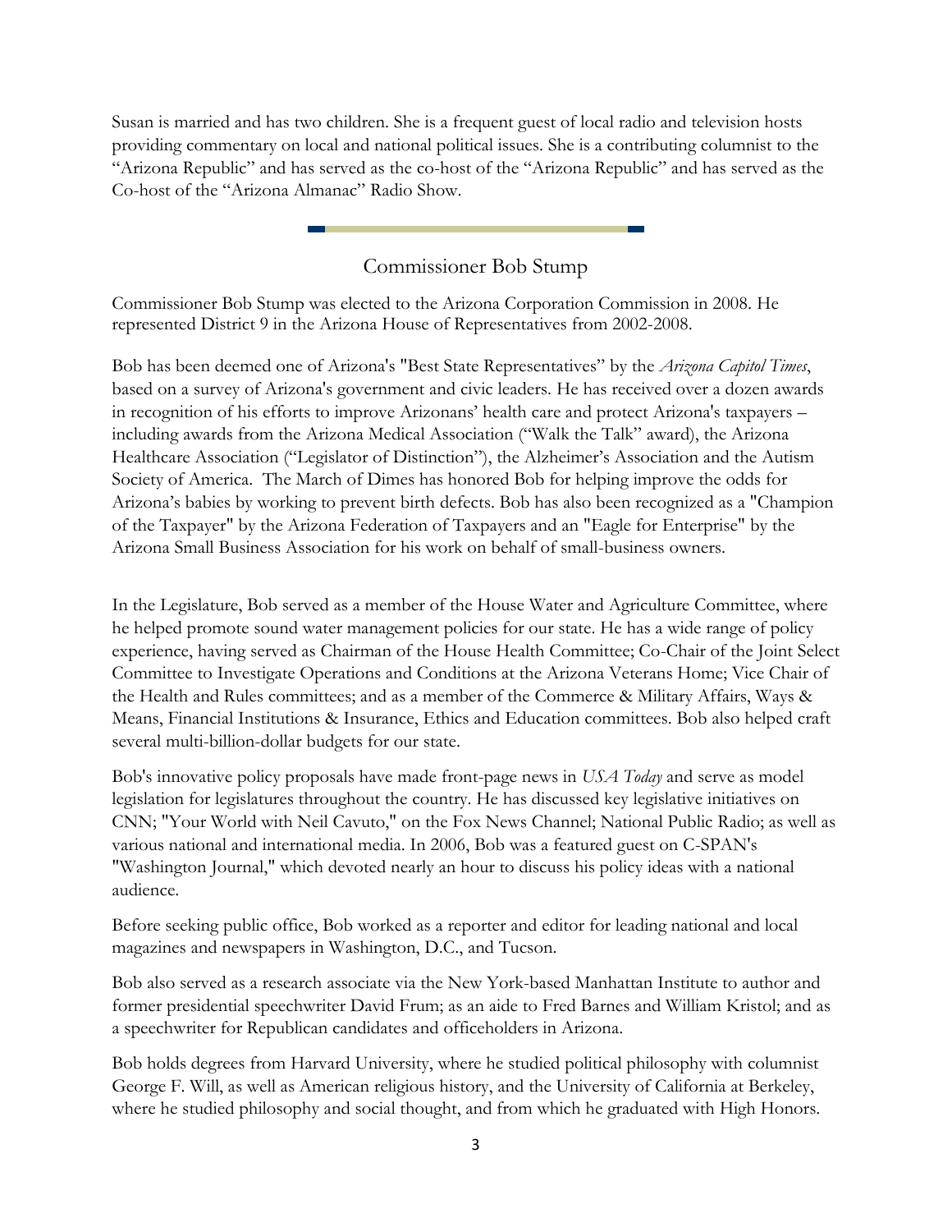Susan is married and has two children. She is a frequent guest of local radio and television hosts providing commentary on local and national political issues. She is a contributing columnist to the "Arizona Republic" and has served as the co-host of the "Arizona Republic" and has served as the Co-host of the "Arizona Almanac" Radio Show.

## Commissioner Bob Stump

Commissioner Bob Stump was elected to the Arizona Corporation Commission in 2008. He represented District 9 in the Arizona House of Representatives from 2002-2008.

Bob has been deemed one of Arizona's "Best State Representatives" by the *Arizona Capitol Times*, based on a survey of Arizona's government and civic leaders. He has received over a dozen awards in recognition of his efforts to improve Arizonans' health care and protect Arizona's taxpayers – including awards from the Arizona Medical Association ("Walk the Talk" award), the Arizona Healthcare Association ("Legislator of Distinction"), the Alzheimer's Association and the Autism Society of America. The March of Dimes has honored Bob for helping improve the odds for Arizona's babies by working to prevent birth defects. Bob has also been recognized as a "Champion of the Taxpayer" by the Arizona Federation of Taxpayers and an "Eagle for Enterprise" by the Arizona Small Business Association for his work on behalf of small-business owners.

In the Legislature, Bob served as a member of the House Water and Agriculture Committee, where he helped promote sound water management policies for our state. He has a wide range of policy experience, having served as Chairman of the House Health Committee; Co-Chair of the Joint Select Committee to Investigate Operations and Conditions at the Arizona Veterans Home; Vice Chair of the Health and Rules committees; and as a member of the Commerce & Military Affairs, Ways & Means, Financial Institutions & Insurance, Ethics and Education committees. Bob also helped craft several multi-billion-dollar budgets for our state.

Bob's innovative policy proposals have made front-page news in *USA Today* and serve as model legislation for legislatures throughout the country. He has discussed key legislative initiatives on CNN; "Your World with Neil Cavuto," on the Fox News Channel; National Public Radio; as well as various national and international media. In 2006, Bob was a featured guest on C-SPAN's "Washington Journal," which devoted nearly an hour to discuss his policy ideas with a national audience.

Before seeking public office, Bob worked as a reporter and editor for leading national and local magazines and newspapers in Washington, D.C., and Tucson.

Bob also served as a research associate via the New York-based Manhattan Institute to author and former presidential speechwriter David Frum; as an aide to Fred Barnes and William Kristol; and as a speechwriter for Republican candidates and officeholders in Arizona.

Bob holds degrees from Harvard University, where he studied political philosophy with columnist George F. Will, as well as American religious history, and the University of California at Berkeley, where he studied philosophy and social thought, and from which he graduated with High Honors.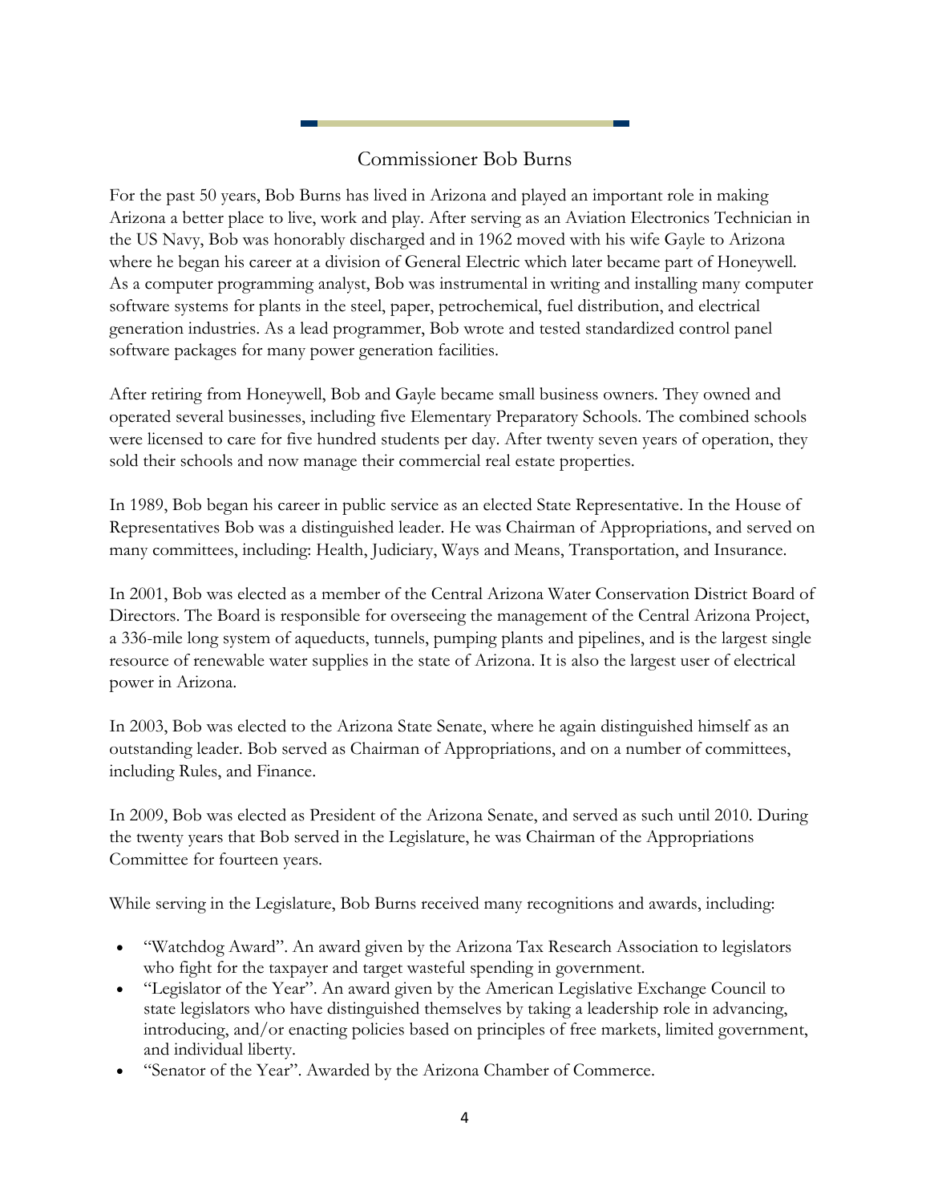## Commissioner Bob Burns

For the past 50 years, Bob Burns has lived in Arizona and played an important role in making Arizona a better place to live, work and play. After serving as an Aviation Electronics Technician in the US Navy, Bob was honorably discharged and in 1962 moved with his wife Gayle to Arizona where he began his career at a division of General Electric which later became part of Honeywell. As a computer programming analyst, Bob was instrumental in writing and installing many computer software systems for plants in the steel, paper, petrochemical, fuel distribution, and electrical generation industries. As a lead programmer, Bob wrote and tested standardized control panel software packages for many power generation facilities.

After retiring from Honeywell, Bob and Gayle became small business owners. They owned and operated several businesses, including five Elementary Preparatory Schools. The combined schools were licensed to care for five hundred students per day. After twenty seven years of operation, they sold their schools and now manage their commercial real estate properties.

In 1989, Bob began his career in public service as an elected State Representative. In the House of Representatives Bob was a distinguished leader. He was Chairman of Appropriations, and served on many committees, including: Health, Judiciary, Ways and Means, Transportation, and Insurance.

In 2001, Bob was elected as a member of the Central Arizona Water Conservation District Board of Directors. The Board is responsible for overseeing the management of the Central Arizona Project, a 336-mile long system of aqueducts, tunnels, pumping plants and pipelines, and is the largest single resource of renewable water supplies in the state of Arizona. It is also the largest user of electrical power in Arizona.

In 2003, Bob was elected to the Arizona State Senate, where he again distinguished himself as an outstanding leader. Bob served as Chairman of Appropriations, and on a number of committees, including Rules, and Finance.

In 2009, Bob was elected as President of the Arizona Senate, and served as such until 2010. During the twenty years that Bob served in the Legislature, he was Chairman of the Appropriations Committee for fourteen years.

While serving in the Legislature, Bob Burns received many recognitions and awards, including:

- "Watchdog Award". An award given by the Arizona Tax Research Association to legislators who fight for the taxpayer and target wasteful spending in government.
- "Legislator of the Year". An award given by the American Legislative Exchange Council to state legislators who have distinguished themselves by taking a leadership role in advancing, introducing, and/or enacting policies based on principles of free markets, limited government, and individual liberty.
- "Senator of the Year". Awarded by the Arizona Chamber of Commerce.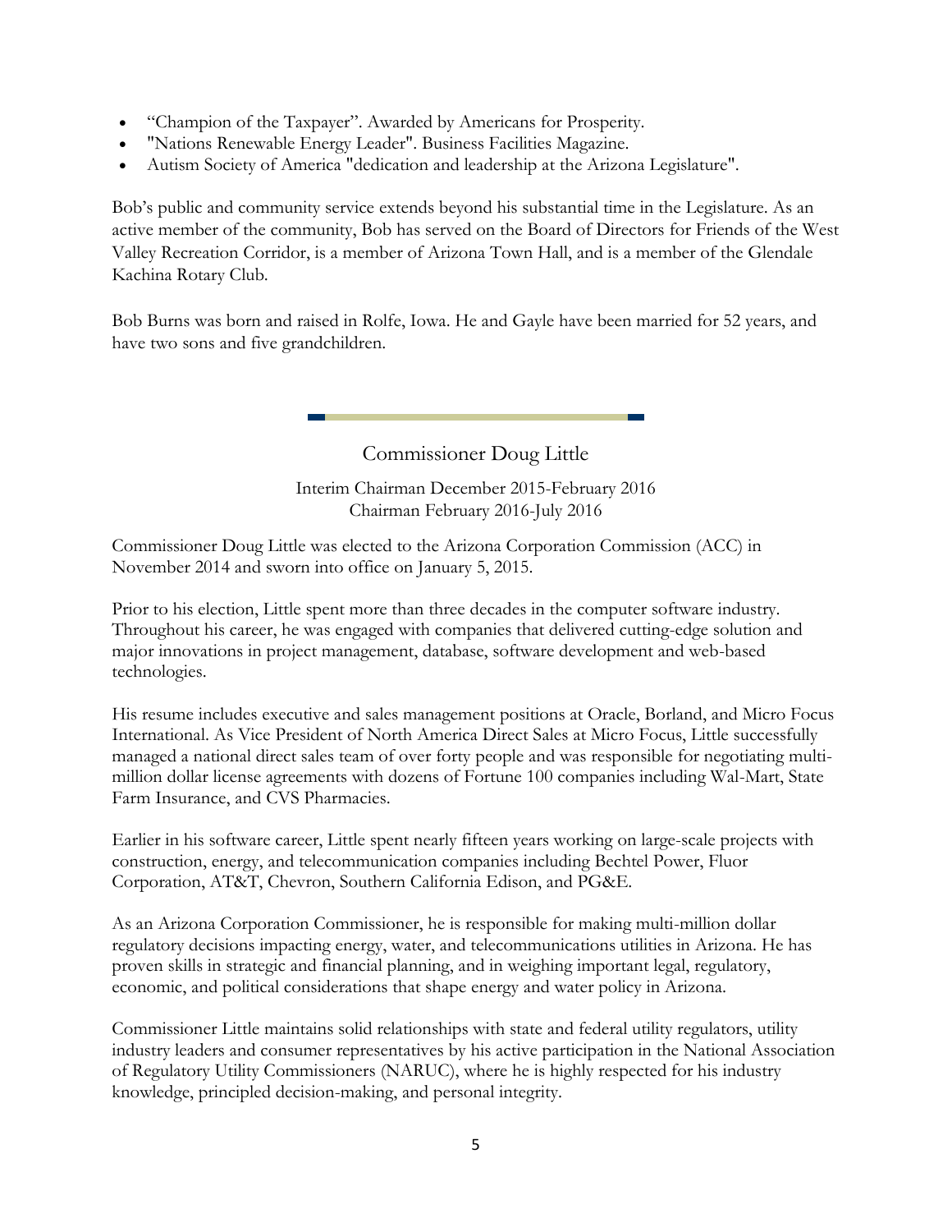- “Champion of the Taxpayer”. Awarded by Americans for Prosperity.
- "Nations Renewable Energy Leader". Business Facilities Magazine.
- Autism Society of America "dedication and leadership at the Arizona Legislature".

Bob’s public and community service extends beyond his substantial time in the Legislature. As an active member of the community, Bob has served on the Board of Directors for Friends of the West Valley Recreation Corridor, is a member of Arizona Town Hall, and is a member of the Glendale Kachina Rotary Club.

Bob Burns was born and raised in Rolfe, Iowa. He and Gayle have been married for 52 years, and have two sons and five grandchildren.

## Commissioner Doug Little

Interim Chairman December 2015-February 2016
Chairman February 2016-July 2016

Commissioner Doug Little was elected to the Arizona Corporation Commission (ACC) in November 2014 and sworn into office on January 5, 2015.

Prior to his election, Little spent more than three decades in the computer software industry. Throughout his career, he was engaged with companies that delivered cutting-edge solution and major innovations in project management, database, software development and web-based technologies.

His resume includes executive and sales management positions at Oracle, Borland, and Micro Focus International. As Vice President of North America Direct Sales at Micro Focus, Little successfully managed a national direct sales team of over forty people and was responsible for negotiating multi-million dollar license agreements with dozens of Fortune 100 companies including Wal-Mart, State Farm Insurance, and CVS Pharmacies.

Earlier in his software career, Little spent nearly fifteen years working on large-scale projects with construction, energy, and telecommunication companies including Bechtel Power, Fluor Corporation, AT&T, Chevron, Southern California Edison, and PG&E.

As an Arizona Corporation Commissioner, he is responsible for making multi-million dollar regulatory decisions impacting energy, water, and telecommunications utilities in Arizona. He has proven skills in strategic and financial planning, and in weighing important legal, regulatory, economic, and political considerations that shape energy and water policy in Arizona.

Commissioner Little maintains solid relationships with state and federal utility regulators, utility industry leaders and consumer representatives by his active participation in the National Association of Regulatory Utility Commissioners (NARUC), where he is highly respected for his industry knowledge, principled decision-making, and personal integrity.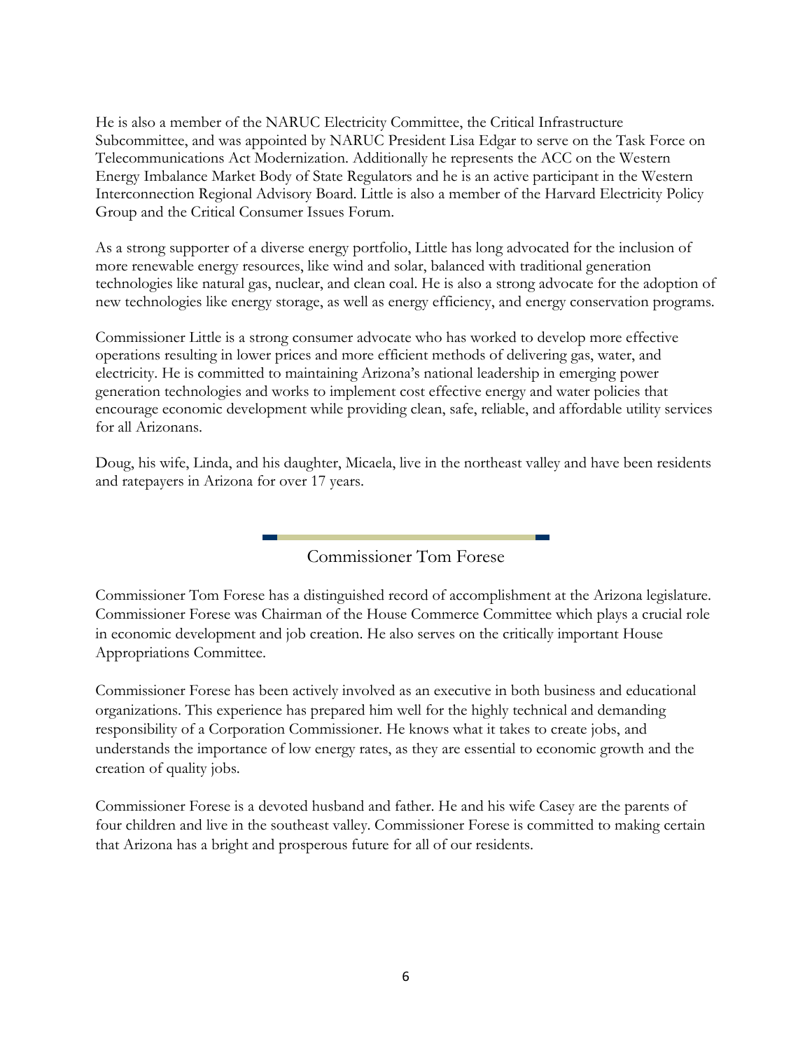He is also a member of the NARUC Electricity Committee, the Critical Infrastructure Subcommittee, and was appointed by NARUC President Lisa Edgar to serve on the Task Force on Telecommunications Act Modernization. Additionally he represents the ACC on the Western Energy Imbalance Market Body of State Regulators and he is an active participant in the Western Interconnection Regional Advisory Board. Little is also a member of the Harvard Electricity Policy Group and the Critical Consumer Issues Forum.

As a strong supporter of a diverse energy portfolio, Little has long advocated for the inclusion of more renewable energy resources, like wind and solar, balanced with traditional generation technologies like natural gas, nuclear, and clean coal. He is also a strong advocate for the adoption of new technologies like energy storage, as well as energy efficiency, and energy conservation programs.

Commissioner Little is a strong consumer advocate who has worked to develop more effective operations resulting in lower prices and more efficient methods of delivering gas, water, and electricity. He is committed to maintaining Arizona's national leadership in emerging power generation technologies and works to implement cost effective energy and water policies that encourage economic development while providing clean, safe, reliable, and affordable utility services for all Arizonans.

Doug, his wife, Linda, and his daughter, Micaela, live in the northeast valley and have been residents and ratepayers in Arizona for over 17 years.

## Commissioner Tom Forese

Commissioner Tom Forese has a distinguished record of accomplishment at the Arizona legislature. Commissioner Forese was Chairman of the House Commerce Committee which plays a crucial role in economic development and job creation. He also serves on the critically important House Appropriations Committee.

Commissioner Forese has been actively involved as an executive in both business and educational organizations. This experience has prepared him well for the highly technical and demanding responsibility of a Corporation Commissioner. He knows what it takes to create jobs, and understands the importance of low energy rates, as they are essential to economic growth and the creation of quality jobs.

Commissioner Forese is a devoted husband and father. He and his wife Casey are the parents of four children and live in the southeast valley. Commissioner Forese is committed to making certain that Arizona has a bright and prosperous future for all of our residents.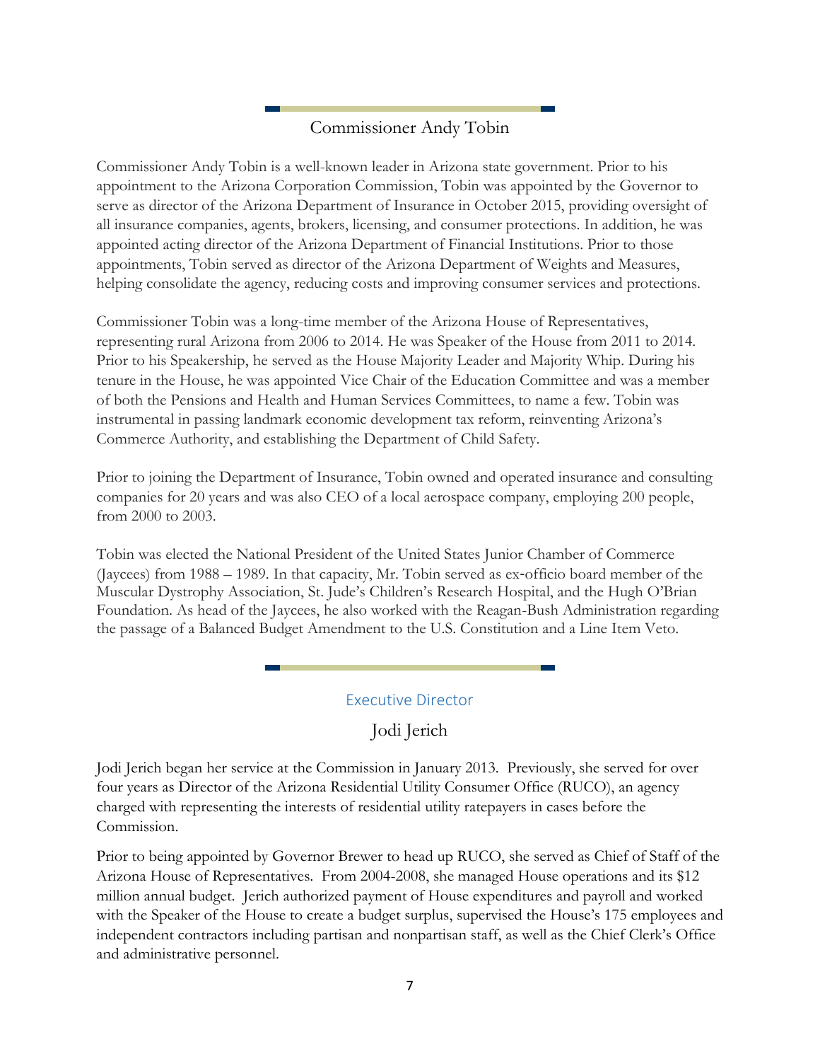## Commissioner Andy Tobin

Commissioner Andy Tobin is a well-known leader in Arizona state government. Prior to his appointment to the Arizona Corporation Commission, Tobin was appointed by the Governor to serve as director of the Arizona Department of Insurance in October 2015, providing oversight of all insurance companies, agents, brokers, licensing, and consumer protections. In addition, he was appointed acting director of the Arizona Department of Financial Institutions. Prior to those appointments, Tobin served as director of the Arizona Department of Weights and Measures, helping consolidate the agency, reducing costs and improving consumer services and protections.

Commissioner Tobin was a long-time member of the Arizona House of Representatives, representing rural Arizona from 2006 to 2014. He was Speaker of the House from 2011 to 2014. Prior to his Speakership, he served as the House Majority Leader and Majority Whip. During his tenure in the House, he was appointed Vice Chair of the Education Committee and was a member of both the Pensions and Health and Human Services Committees, to name a few. Tobin was instrumental in passing landmark economic development tax reform, reinventing Arizona's Commerce Authority, and establishing the Department of Child Safety.

Prior to joining the Department of Insurance, Tobin owned and operated insurance and consulting companies for 20 years and was also CEO of a local aerospace company, employing 200 people, from 2000 to 2003.

Tobin was elected the National President of the United States Junior Chamber of Commerce (Jaycees) from 1988 – 1989. In that capacity, Mr. Tobin served as ex-officio board member of the Muscular Dystrophy Association, St. Jude's Children's Research Hospital, and the Hugh O'Brian Foundation. As head of the Jaycees, he also worked with the Reagan-Bush Administration regarding the passage of a Balanced Budget Amendment to the U.S. Constitution and a Line Item Veto.

## Executive Director

### Jodi Jerich

Jodi Jerich began her service at the Commission in January 2013. Previously, she served for over four years as Director of the Arizona Residential Utility Consumer Office (RUCO), an agency charged with representing the interests of residential utility ratepayers in cases before the Commission.

Prior to being appointed by Governor Brewer to head up RUCO, she served as Chief of Staff of the Arizona House of Representatives. From 2004-2008, she managed House operations and its $12 million annual budget. Jerich authorized payment of House expenditures and payroll and worked with the Speaker of the House to create a budget surplus, supervised the House's 175 employees and independent contractors including partisan and nonpartisan staff, as well as the Chief Clerk's Office and administrative personnel.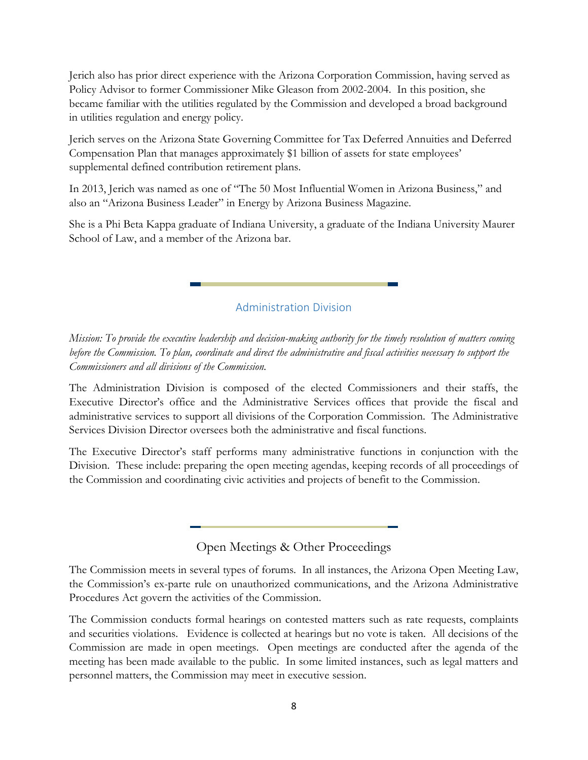Jerich also has prior direct experience with the Arizona Corporation Commission, having served as Policy Advisor to former Commissioner Mike Gleason from 2002-2004. In this position, she became familiar with the utilities regulated by the Commission and developed a broad background in utilities regulation and energy policy.

Jerich serves on the Arizona State Governing Committee for Tax Deferred Annuities and Deferred Compensation Plan that manages approximately $1 billion of assets for state employees' supplemental defined contribution retirement plans.

In 2013, Jerich was named as one of "The 50 Most Influential Women in Arizona Business," and also an "Arizona Business Leader" in Energy by Arizona Business Magazine.

She is a Phi Beta Kappa graduate of Indiana University, a graduate of the Indiana University Maurer School of Law, and a member of the Arizona bar.

## Administration Division

*Mission: To provide the executive leadership and decision-making authority for the timely resolution of matters coming before the Commission. To plan, coordinate and direct the administrative and fiscal activities necessary to support the Commissioners and all divisions of the Commission.*

The Administration Division is composed of the elected Commissioners and their staffs, the Executive Director's office and the Administrative Services offices that provide the fiscal and administrative services to support all divisions of the Corporation Commission. The Administrative Services Division Director oversees both the administrative and fiscal functions.

The Executive Director's staff performs many administrative functions in conjunction with the Division. These include: preparing the open meeting agendas, keeping records of all proceedings of the Commission and coordinating civic activities and projects of benefit to the Commission.

## Open Meetings & Other Proceedings

The Commission meets in several types of forums. In all instances, the Arizona Open Meeting Law, the Commission's ex-parte rule on unauthorized communications, and the Arizona Administrative Procedures Act govern the activities of the Commission.

The Commission conducts formal hearings on contested matters such as rate requests, complaints and securities violations. Evidence is collected at hearings but no vote is taken. All decisions of the Commission are made in open meetings. Open meetings are conducted after the agenda of the meeting has been made available to the public. In some limited instances, such as legal matters and personnel matters, the Commission may meet in executive session.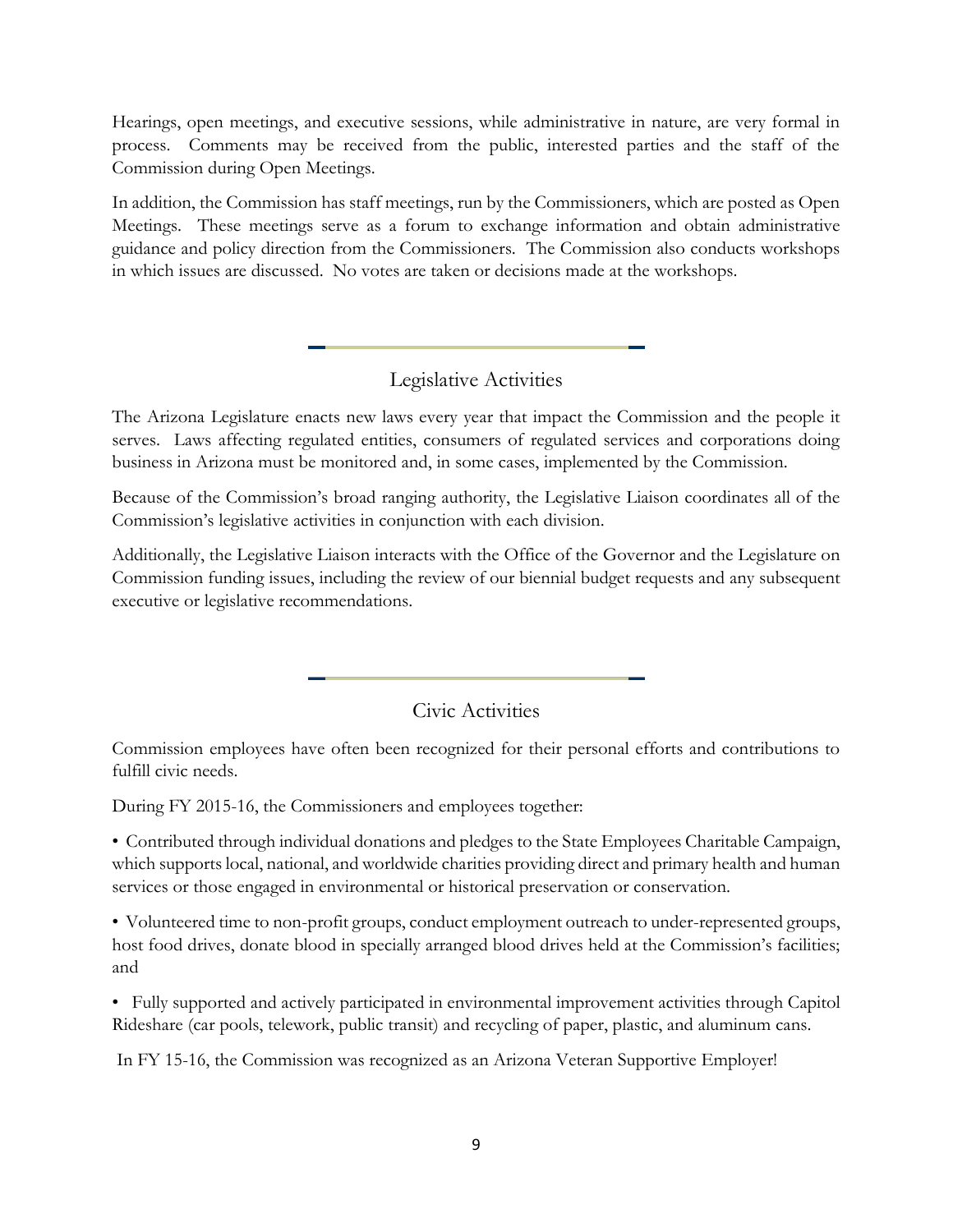Hearings, open meetings, and executive sessions, while administrative in nature, are very formal in process. Comments may be received from the public, interested parties and the staff of the Commission during Open Meetings.

In addition, the Commission has staff meetings, run by the Commissioners, which are posted as Open Meetings. These meetings serve as a forum to exchange information and obtain administrative guidance and policy direction from the Commissioners. The Commission also conducts workshops in which issues are discussed. No votes are taken or decisions made at the workshops.

## Legislative Activities

The Arizona Legislature enacts new laws every year that impact the Commission and the people it serves. Laws affecting regulated entities, consumers of regulated services and corporations doing business in Arizona must be monitored and, in some cases, implemented by the Commission.

Because of the Commission's broad ranging authority, the Legislative Liaison coordinates all of the Commission's legislative activities in conjunction with each division.

Additionally, the Legislative Liaison interacts with the Office of the Governor and the Legislature on Commission funding issues, including the review of our biennial budget requests and any subsequent executive or legislative recommendations.

## Civic Activities

Commission employees have often been recognized for their personal efforts and contributions to fulfill civic needs.

During FY 2015-16, the Commissioners and employees together:

- Contributed through individual donations and pledges to the State Employees Charitable Campaign, which supports local, national, and worldwide charities providing direct and primary health and human services or those engaged in environmental or historical preservation or conservation.

- Volunteered time to non-profit groups, conduct employment outreach to under-represented groups, host food drives, donate blood in specially arranged blood drives held at the Commission's facilities; and

- Fully supported and actively participated in environmental improvement activities through Capitol Rideshare (car pools, telework, public transit) and recycling of paper, plastic, and aluminum cans.

In FY 15-16, the Commission was recognized as an Arizona Veteran Supportive Employer!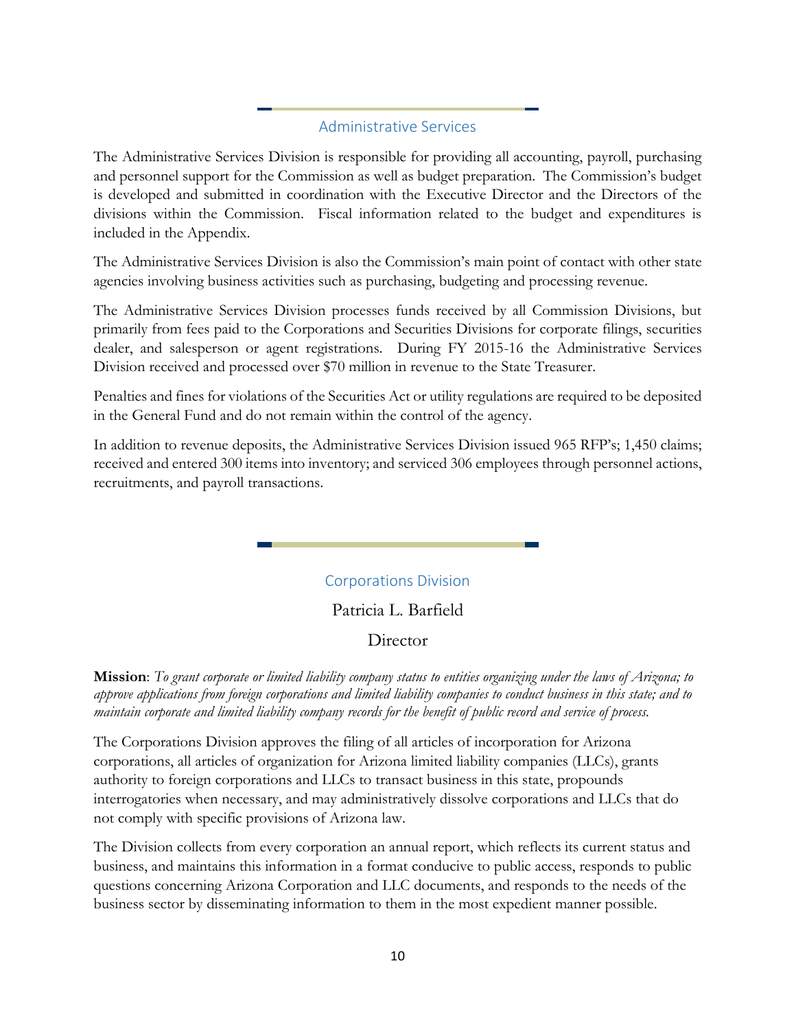## Administrative Services

The Administrative Services Division is responsible for providing all accounting, payroll, purchasing and personnel support for the Commission as well as budget preparation. The Commission's budget is developed and submitted in coordination with the Executive Director and the Directors of the divisions within the Commission. Fiscal information related to the budget and expenditures is included in the Appendix.

The Administrative Services Division is also the Commission's main point of contact with other state agencies involving business activities such as purchasing, budgeting and processing revenue.

The Administrative Services Division processes funds received by all Commission Divisions, but primarily from fees paid to the Corporations and Securities Divisions for corporate filings, securities dealer, and salesperson or agent registrations. During FY 2015-16 the Administrative Services Division received and processed over $70 million in revenue to the State Treasurer.

Penalties and fines for violations of the Securities Act or utility regulations are required to be deposited in the General Fund and do not remain within the control of the agency.

In addition to revenue deposits, the Administrative Services Division issued 965 RFP's; 1,450 claims; received and entered 300 items into inventory; and serviced 306 employees through personnel actions, recruitments, and payroll transactions.

## Corporations Division

Patricia L. Barfield

Director

**Mission**: *To grant corporate or limited liability company status to entities organizing under the laws of Arizona; to approve applications from foreign corporations and limited liability companies to conduct business in this state; and to maintain corporate and limited liability company records for the benefit of public record and service of process.*

The Corporations Division approves the filing of all articles of incorporation for Arizona corporations, all articles of organization for Arizona limited liability companies (LLCs), grants authority to foreign corporations and LLCs to transact business in this state, propounds interrogatories when necessary, and may administratively dissolve corporations and LLCs that do not comply with specific provisions of Arizona law.

The Division collects from every corporation an annual report, which reflects its current status and business, and maintains this information in a format conducive to public access, responds to public questions concerning Arizona Corporation and LLC documents, and responds to the needs of the business sector by disseminating information to them in the most expedient manner possible.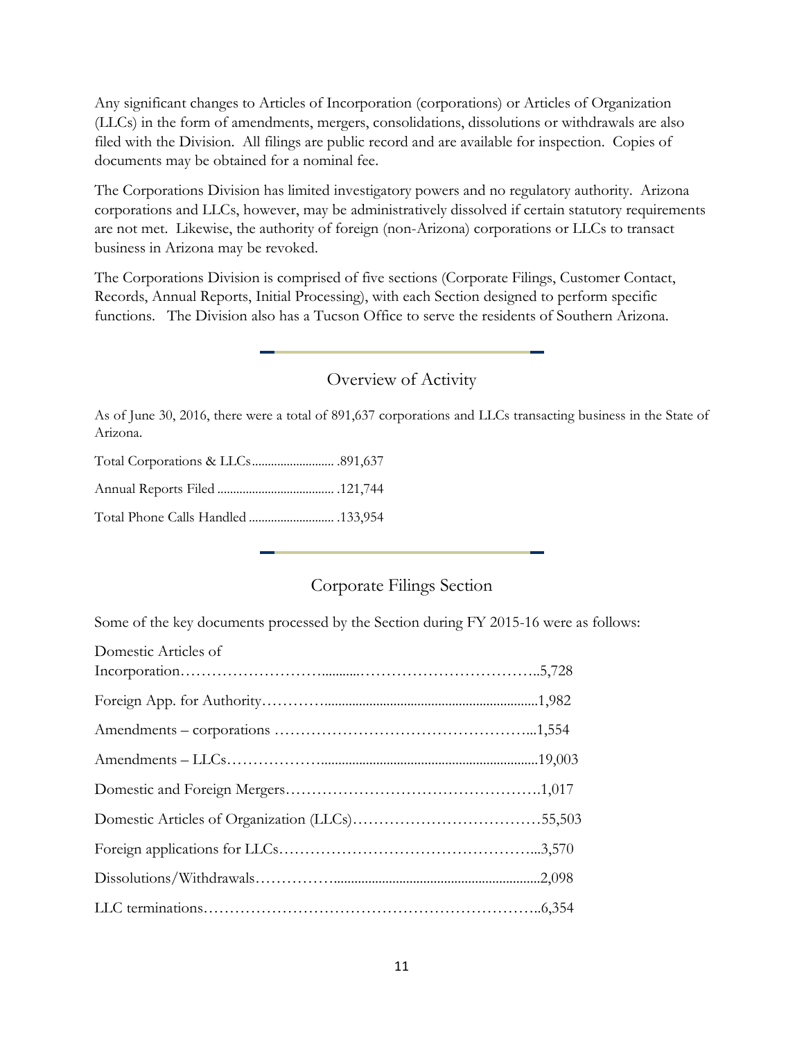Any significant changes to Articles of Incorporation (corporations) or Articles of Organization (LLCs) in the form of amendments, mergers, consolidations, dissolutions or withdrawals are also filed with the Division. All filings are public record and are available for inspection. Copies of documents may be obtained for a nominal fee.

The Corporations Division has limited investigatory powers and no regulatory authority. Arizona corporations and LLCs, however, may be administratively dissolved if certain statutory requirements are not met. Likewise, the authority of foreign (non-Arizona) corporations or LLCs to transact business in Arizona may be revoked.

The Corporations Division is comprised of five sections (Corporate Filings, Customer Contact, Records, Annual Reports, Initial Processing), with each Section designed to perform specific functions. The Division also has a Tucson Office to serve the residents of Southern Arizona.

## Overview of Activity

As of June 30, 2016, there were a total of 891,637 corporations and LLCs transacting business in the State of Arizona.

Total Corporations & LLCs .......................... .891,637

Annual Reports Filed ..................................... .121,744

Total Phone Calls Handled ........................... .133,954

## Corporate Filings Section

Some of the key documents processed by the Section during FY 2015-16 were as follows:

Domestic Articles of Incorporation………………………..........……………………………...5,728

Foreign App. for Authority………….............................................................1,982

Amendments – corporations ………………………………………….…...1,554

Amendments – LLCs……………….............................................................19,003

Domestic and Foreign Mergers………………………………………….1,017

Domestic Articles of Organization (LLCs)………………………………55,503

Foreign applications for LLCs………………………………………...3,570

Dissolutions/Withdrawals…………….........................................................2,098

LLC terminations……………………………………………………..6,354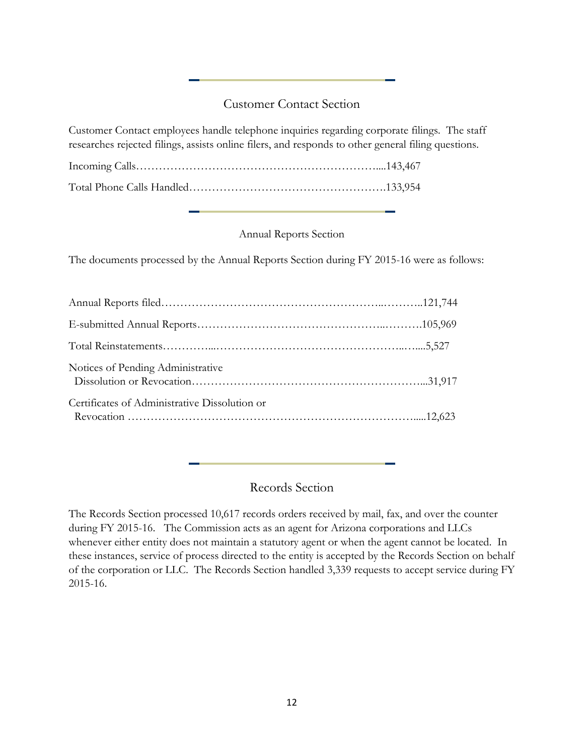## Customer Contact Section

Customer Contact employees handle telephone inquiries regarding corporate filings. The staff researches rejected filings, assists online filers, and responds to other general filing questions.

Incoming Calls………………………………………………………....143,467

Total Phone Calls Handled…………………………………………….133,954

## Annual Reports Section

The documents processed by the Annual Reports Section during FY 2015-16 were as follows:

Annual Reports filed…………………………………………………..………..121,744

E-submitted Annual Reports…………………………………………..……….105,969

Total Reinstatements…………...…………………………………………..…....5,527

Notices of Pending Administrative
Dissolution or Revocation…………………………………………………...31,917

Certificates of Administrative Dissolution or
Revocation ………………………………………………………………......12,623

## Records Section

The Records Section processed 10,617 records orders received by mail, fax, and over the counter during FY 2015-16. The Commission acts as an agent for Arizona corporations and LLCs whenever either entity does not maintain a statutory agent or when the agent cannot be located. In these instances, service of process directed to the entity is accepted by the Records Section on behalf of the corporation or LLC. The Records Section handled 3,339 requests to accept service during FY 2015-16.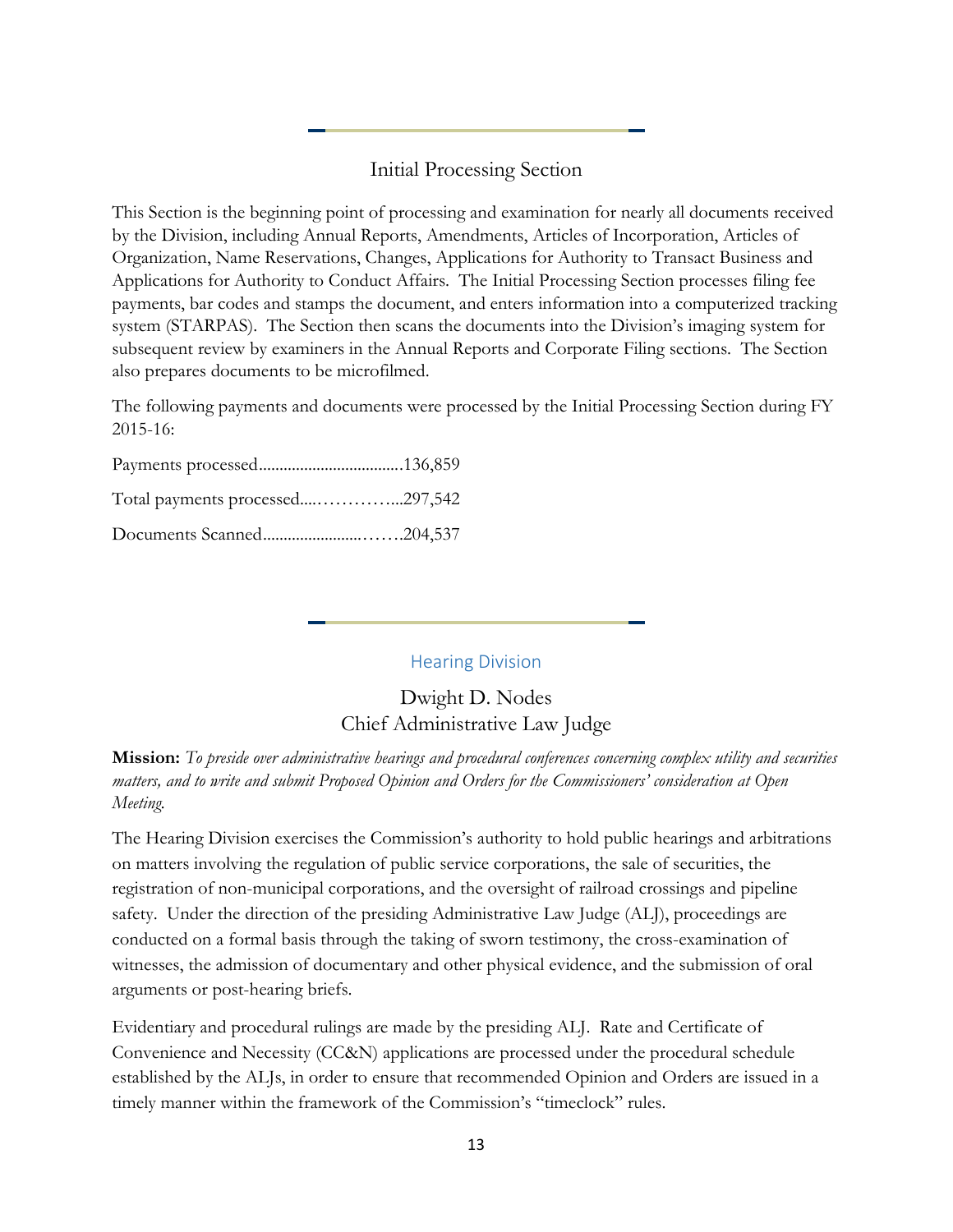## Initial Processing Section

This Section is the beginning point of processing and examination for nearly all documents received by the Division, including Annual Reports, Amendments, Articles of Incorporation, Articles of Organization, Name Reservations, Changes, Applications for Authority to Transact Business and Applications for Authority to Conduct Affairs. The Initial Processing Section processes filing fee payments, bar codes and stamps the document, and enters information into a computerized tracking system (STARPAS). The Section then scans the documents into the Division's imaging system for subsequent review by examiners in the Annual Reports and Corporate Filing sections. The Section also prepares documents to be microfilmed.

The following payments and documents were processed by the Initial Processing Section during FY 2015-16:

Payments processed...................................136,859

Total payments processed....…………...297,542

Documents Scanned........................…….204,537

## Hearing Division

### Dwight D. Nodes
### Chief Administrative Law Judge

**Mission:** *To preside over administrative hearings and procedural conferences concerning complex utility and securities matters, and to write and submit Proposed Opinion and Orders for the Commissioners' consideration at Open Meeting.*

The Hearing Division exercises the Commission's authority to hold public hearings and arbitrations on matters involving the regulation of public service corporations, the sale of securities, the registration of non-municipal corporations, and the oversight of railroad crossings and pipeline safety. Under the direction of the presiding Administrative Law Judge (ALJ), proceedings are conducted on a formal basis through the taking of sworn testimony, the cross-examination of witnesses, the admission of documentary and other physical evidence, and the submission of oral arguments or post-hearing briefs.

Evidentiary and procedural rulings are made by the presiding ALJ. Rate and Certificate of Convenience and Necessity (CC&N) applications are processed under the procedural schedule established by the ALJs, in order to ensure that recommended Opinion and Orders are issued in a timely manner within the framework of the Commission's "timeclock" rules.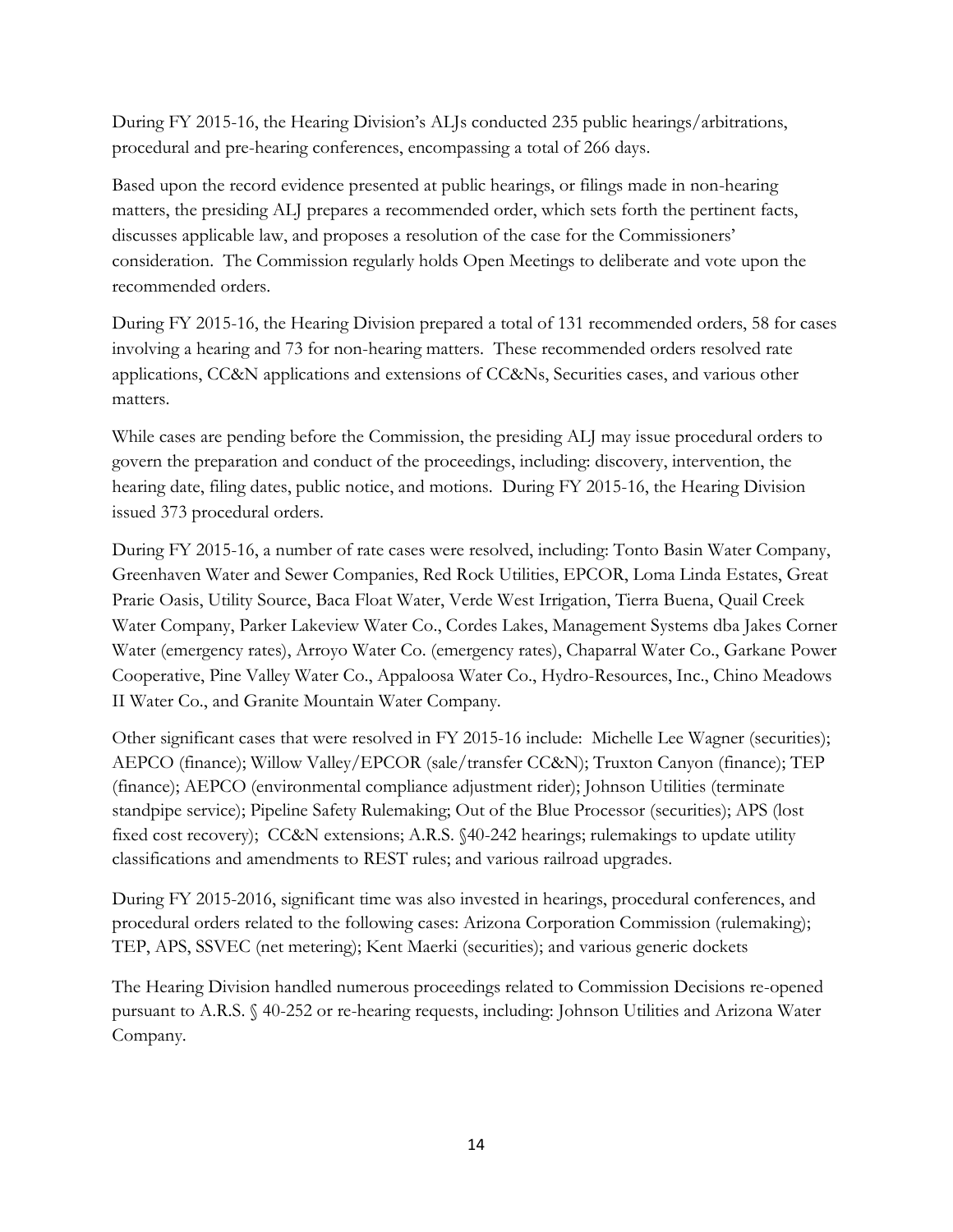During FY 2015-16, the Hearing Division's ALJs conducted 235 public hearings/arbitrations, procedural and pre-hearing conferences, encompassing a total of 266 days.

Based upon the record evidence presented at public hearings, or filings made in non-hearing matters, the presiding ALJ prepares a recommended order, which sets forth the pertinent facts, discusses applicable law, and proposes a resolution of the case for the Commissioners' consideration. The Commission regularly holds Open Meetings to deliberate and vote upon the recommended orders.

During FY 2015-16, the Hearing Division prepared a total of 131 recommended orders, 58 for cases involving a hearing and 73 for non-hearing matters. These recommended orders resolved rate applications, CC&N applications and extensions of CC&Ns, Securities cases, and various other matters.

While cases are pending before the Commission, the presiding ALJ may issue procedural orders to govern the preparation and conduct of the proceedings, including: discovery, intervention, the hearing date, filing dates, public notice, and motions. During FY 2015-16, the Hearing Division issued 373 procedural orders.

During FY 2015-16, a number of rate cases were resolved, including: Tonto Basin Water Company, Greenhaven Water and Sewer Companies, Red Rock Utilities, EPCOR, Loma Linda Estates, Great Prarie Oasis, Utility Source, Baca Float Water, Verde West Irrigation, Tierra Buena, Quail Creek Water Company, Parker Lakeview Water Co., Cordes Lakes, Management Systems dba Jakes Corner Water (emergency rates), Arroyo Water Co. (emergency rates), Chaparral Water Co., Garkane Power Cooperative, Pine Valley Water Co., Appaloosa Water Co., Hydro-Resources, Inc., Chino Meadows II Water Co., and Granite Mountain Water Company.

Other significant cases that were resolved in FY 2015-16 include: Michelle Lee Wagner (securities); AEPCO (finance); Willow Valley/EPCOR (sale/transfer CC&N); Truxton Canyon (finance); TEP (finance); AEPCO (environmental compliance adjustment rider); Johnson Utilities (terminate standpipe service); Pipeline Safety Rulemaking; Out of the Blue Processor (securities); APS (lost fixed cost recovery); CC&N extensions; A.R.S. §40-242 hearings; rulemakings to update utility classifications and amendments to REST rules; and various railroad upgrades.

During FY 2015-2016, significant time was also invested in hearings, procedural conferences, and procedural orders related to the following cases: Arizona Corporation Commission (rulemaking); TEP, APS, SSVEC (net metering); Kent Maerki (securities); and various generic dockets

The Hearing Division handled numerous proceedings related to Commission Decisions re-opened pursuant to A.R.S. § 40-252 or re-hearing requests, including: Johnson Utilities and Arizona Water Company.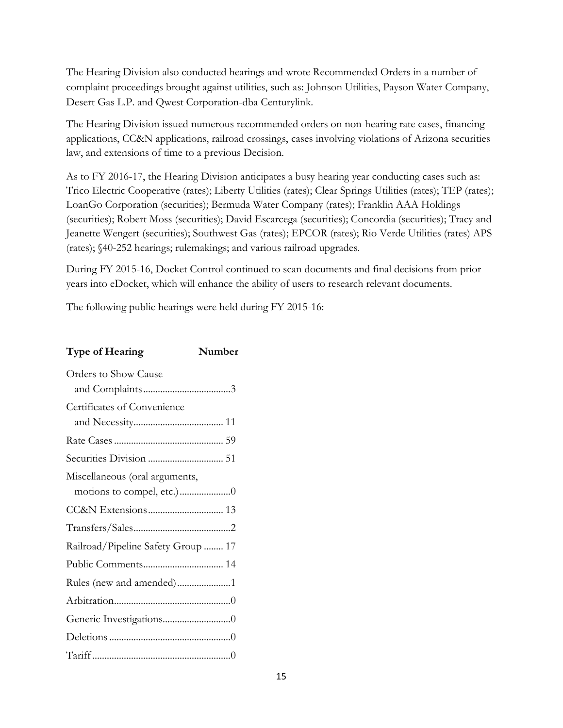The Hearing Division also conducted hearings and wrote Recommended Orders in a number of complaint proceedings brought against utilities, such as: Johnson Utilities, Payson Water Company, Desert Gas L.P. and Qwest Corporation-dba Centurylink.

The Hearing Division issued numerous recommended orders on non-hearing rate cases, financing applications, CC&N applications, railroad crossings, cases involving violations of Arizona securities law, and extensions of time to a previous Decision.

As to FY 2016-17, the Hearing Division anticipates a busy hearing year conducting cases such as: Trico Electric Cooperative (rates); Liberty Utilities (rates); Clear Springs Utilities (rates); TEP (rates); LoanGo Corporation (securities); Bermuda Water Company (rates); Franklin AAA Holdings (securities); Robert Moss (securities); David Escarcega (securities); Concordia (securities); Tracy and Jeanette Wengert (securities); Southwest Gas (rates); EPCOR (rates); Rio Verde Utilities (rates) APS (rates); §40-252 hearings; rulemakings; and various railroad upgrades.

During FY 2015-16, Docket Control continued to scan documents and final decisions from prior years into eDocket, which will enhance the ability of users to research relevant documents.

The following public hearings were held during FY 2015-16:

| Type of Hearing | Number |
|---|---|
| Orders to Show Cause and Complaints | 3 |
| Certificates of Convenience and Necessity | 11 |
| Rate Cases | 59 |
| Securities Division | 51 |
| Miscellaneous (oral arguments, motions to compel, etc.) | 0 |
| CC&N Extensions | 13 |
| Transfers/Sales | 2 |
| Railroad/Pipeline Safety Group | 17 |
| Public Comments | 14 |
| Rules (new and amended) | 1 |
| Arbitration | 0 |
| Generic Investigations | 0 |
| Deletions | 0 |
| Tariff | 0 |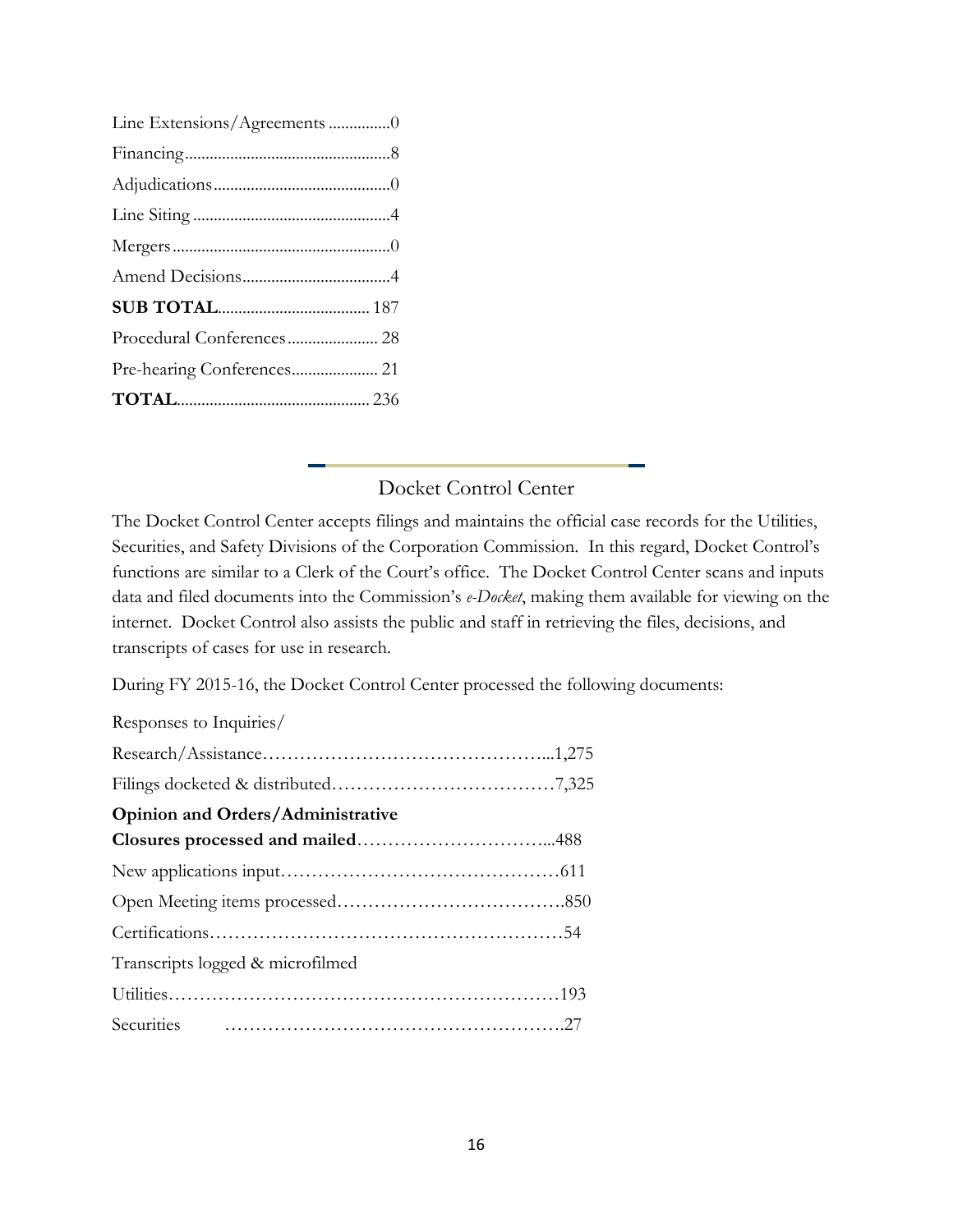| | |
|---|---|
| Line Extensions/Agreements | 0 |
| Financing | 8 |
| Adjudications | 0 |
| Line Siting | 4 |
| Mergers | 0 |
| Amend Decisions | 4 |
| **SUB TOTAL** | 187 |
| Procedural Conferences | 28 |
| Pre-hearing Conferences | 21 |
| **TOTAL** | 236 |

## Docket Control Center

The Docket Control Center accepts filings and maintains the official case records for the Utilities, Securities, and Safety Divisions of the Corporation Commission. In this regard, Docket Control's functions are similar to a Clerk of the Court's office. The Docket Control Center scans and inputs data and filed documents into the Commission's *e-Docket*, making them available for viewing on the internet. Docket Control also assists the public and staff in retrieving the files, decisions, and transcripts of cases for use in research.

During FY 2015-16, the Docket Control Center processed the following documents:

| | |
|---|---|
| Responses to Inquiries/ Research/Assistance | 1,275 |
| Filings docketed & distributed | 7,325 |
| **Opinion and Orders/Administrative Closures processed and mailed** | 488 |
| New applications input | 611 |
| Open Meeting items processed | 850 |
| Certifications | 54 |
| Transcripts logged & microfilmed | |
| Utilities | 193 |
| Securities | 27 |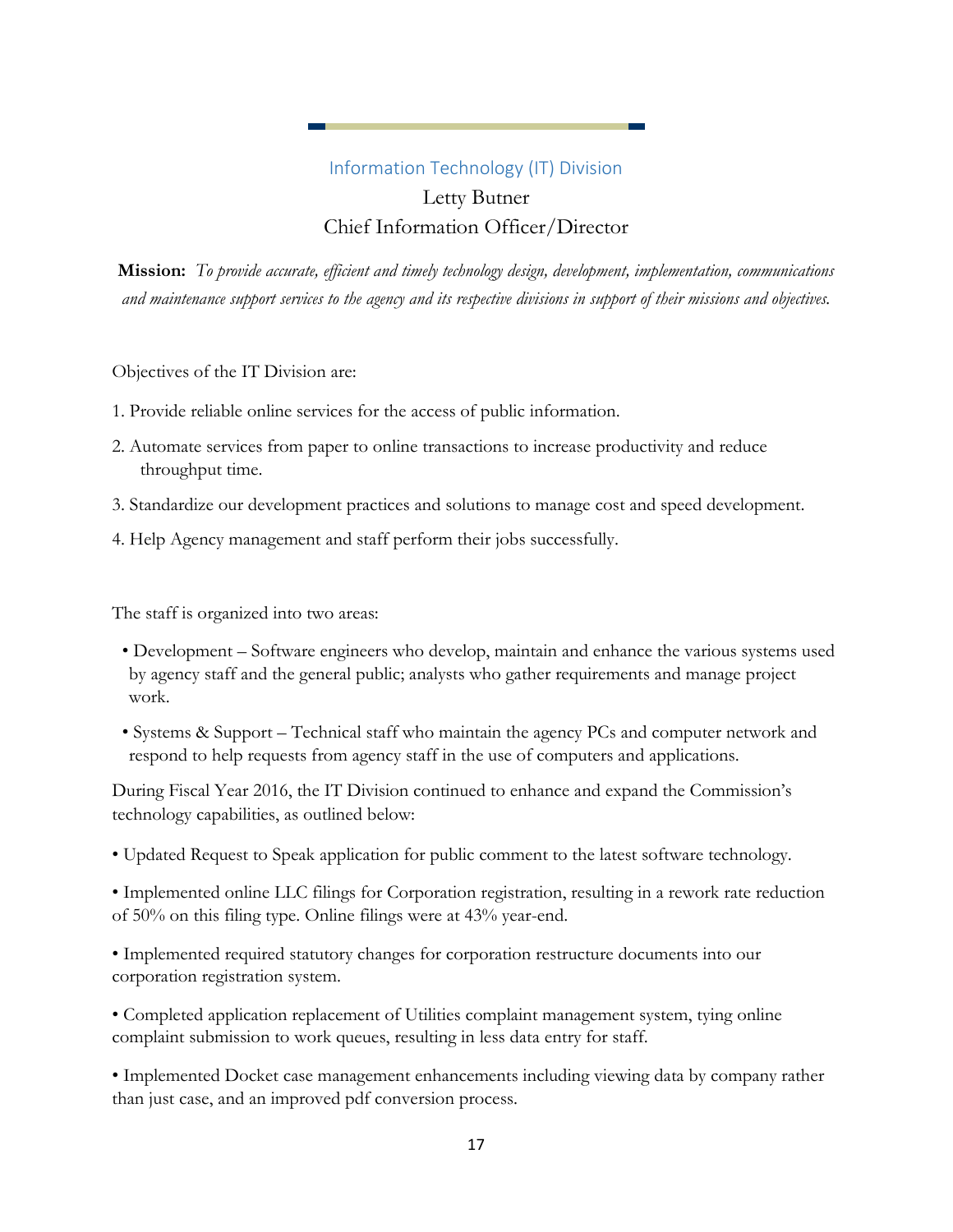## Information Technology (IT) Division

Letty Butner

Chief Information Officer/Director

**Mission:** *To provide accurate, efficient and timely technology design, development, implementation, communications and maintenance support services to the agency and its respective divisions in support of their missions and objectives.*

Objectives of the IT Division are:

1. Provide reliable online services for the access of public information.
2. Automate services from paper to online transactions to increase productivity and reduce throughput time.
3. Standardize our development practices and solutions to manage cost and speed development.
4. Help Agency management and staff perform their jobs successfully.

The staff is organized into two areas:

- Development – Software engineers who develop, maintain and enhance the various systems used by agency staff and the general public; analysts who gather requirements and manage project work.
- Systems & Support – Technical staff who maintain the agency PCs and computer network and respond to help requests from agency staff in the use of computers and applications.

During Fiscal Year 2016, the IT Division continued to enhance and expand the Commission's technology capabilities, as outlined below:

- Updated Request to Speak application for public comment to the latest software technology.
- Implemented online LLC filings for Corporation registration, resulting in a rework rate reduction of 50% on this filing type. Online filings were at 43% year-end.
- Implemented required statutory changes for corporation restructure documents into our corporation registration system.
- Completed application replacement of Utilities complaint management system, tying online complaint submission to work queues, resulting in less data entry for staff.
- Implemented Docket case management enhancements including viewing data by company rather than just case, and an improved pdf conversion process.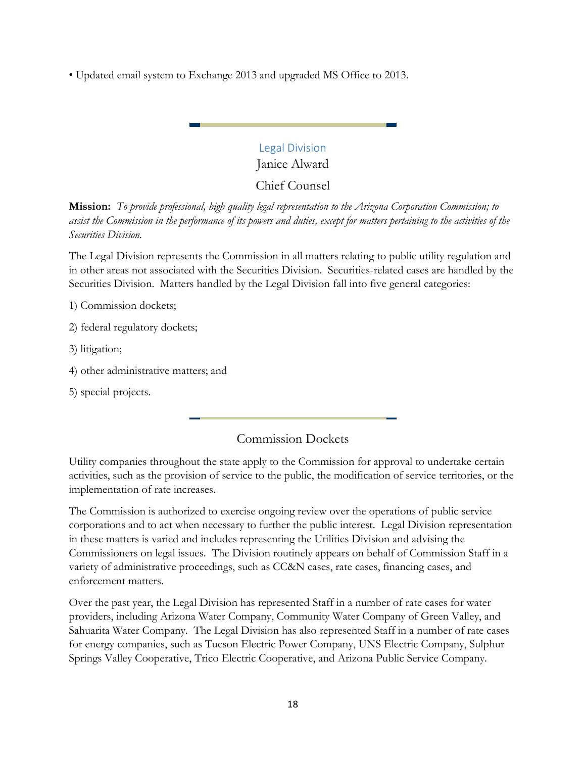- Updated email system to Exchange 2013 and upgraded MS Office to 2013.

## Legal Division

Janice Alward

Chief Counsel

**Mission:** *To provide professional, high quality legal representation to the Arizona Corporation Commission; to assist the Commission in the performance of its powers and duties, except for matters pertaining to the activities of the Securities Division.*

The Legal Division represents the Commission in all matters relating to public utility regulation and in other areas not associated with the Securities Division. Securities-related cases are handled by the Securities Division. Matters handled by the Legal Division fall into five general categories:

1) Commission dockets;

2) federal regulatory dockets;

3) litigation;

4) other administrative matters; and

5) special projects.

### Commission Dockets

Utility companies throughout the state apply to the Commission for approval to undertake certain activities, such as the provision of service to the public, the modification of service territories, or the implementation of rate increases.

The Commission is authorized to exercise ongoing review over the operations of public service corporations and to act when necessary to further the public interest. Legal Division representation in these matters is varied and includes representing the Utilities Division and advising the Commissioners on legal issues. The Division routinely appears on behalf of Commission Staff in a variety of administrative proceedings, such as CC&N cases, rate cases, financing cases, and enforcement matters.

Over the past year, the Legal Division has represented Staff in a number of rate cases for water providers, including Arizona Water Company, Community Water Company of Green Valley, and Sahuarita Water Company. The Legal Division has also represented Staff in a number of rate cases for energy companies, such as Tucson Electric Power Company, UNS Electric Company, Sulphur Springs Valley Cooperative, Trico Electric Cooperative, and Arizona Public Service Company.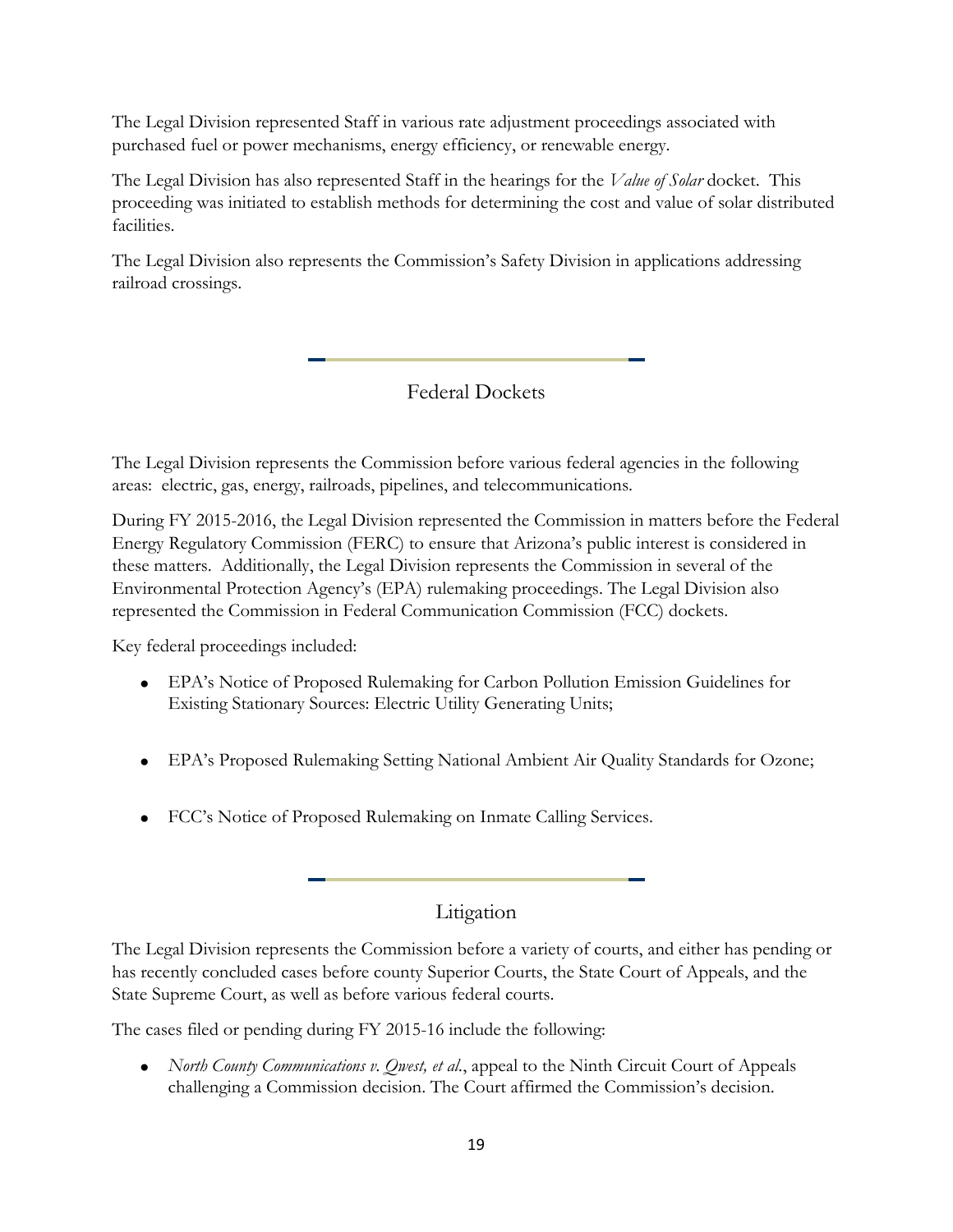The Legal Division represented Staff in various rate adjustment proceedings associated with purchased fuel or power mechanisms, energy efficiency, or renewable energy.

The Legal Division has also represented Staff in the hearings for the *Value of Solar* docket. This proceeding was initiated to establish methods for determining the cost and value of solar distributed facilities.

The Legal Division also represents the Commission's Safety Division in applications addressing railroad crossings.

## Federal Dockets

The Legal Division represents the Commission before various federal agencies in the following areas: electric, gas, energy, railroads, pipelines, and telecommunications.

During FY 2015-2016, the Legal Division represented the Commission in matters before the Federal Energy Regulatory Commission (FERC) to ensure that Arizona's public interest is considered in these matters. Additionally, the Legal Division represents the Commission in several of the Environmental Protection Agency's (EPA) rulemaking proceedings. The Legal Division also represented the Commission in Federal Communication Commission (FCC) dockets.

Key federal proceedings included:

- EPA's Notice of Proposed Rulemaking for Carbon Pollution Emission Guidelines for Existing Stationary Sources: Electric Utility Generating Units;
- EPA's Proposed Rulemaking Setting National Ambient Air Quality Standards for Ozone;
- FCC's Notice of Proposed Rulemaking on Inmate Calling Services.

## Litigation

The Legal Division represents the Commission before a variety of courts, and either has pending or has recently concluded cases before county Superior Courts, the State Court of Appeals, and the State Supreme Court, as well as before various federal courts.

The cases filed or pending during FY 2015-16 include the following:

- *North County Communications v. Qwest, et al.*, appeal to the Ninth Circuit Court of Appeals challenging a Commission decision. The Court affirmed the Commission's decision.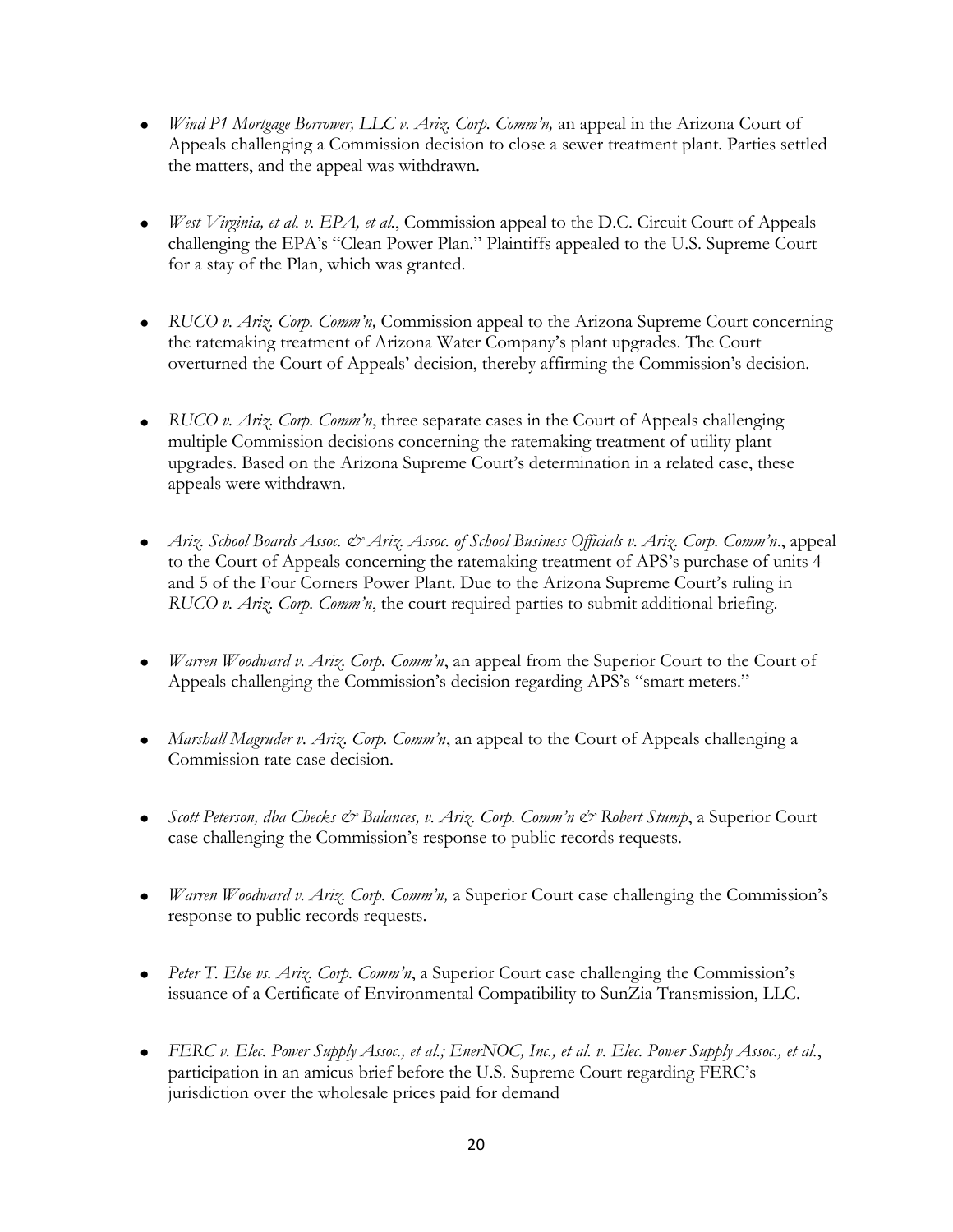- *Wind P1 Mortgage Borrower, LLC v. Ariz. Corp. Comm'n,* an appeal in the Arizona Court of Appeals challenging a Commission decision to close a sewer treatment plant. Parties settled the matters, and the appeal was withdrawn.

- *West Virginia, et al. v. EPA, et al.*, Commission appeal to the D.C. Circuit Court of Appeals challenging the EPA's "Clean Power Plan." Plaintiffs appealed to the U.S. Supreme Court for a stay of the Plan, which was granted.

- *RUCO v. Ariz. Corp. Comm'n,* Commission appeal to the Arizona Supreme Court concerning the ratemaking treatment of Arizona Water Company's plant upgrades. The Court overturned the Court of Appeals' decision, thereby affirming the Commission's decision.

- *RUCO v. Ariz. Corp. Comm'n*, three separate cases in the Court of Appeals challenging multiple Commission decisions concerning the ratemaking treatment of utility plant upgrades. Based on the Arizona Supreme Court's determination in a related case, these appeals were withdrawn.

- *Ariz. School Boards Assoc. & Ariz. Assoc. of School Business Officials v. Ariz. Corp. Comm'n.*, appeal to the Court of Appeals concerning the ratemaking treatment of APS's purchase of units 4 and 5 of the Four Corners Power Plant. Due to the Arizona Supreme Court's ruling in *RUCO v. Ariz. Corp. Comm'n*, the court required parties to submit additional briefing.

- *Warren Woodward v. Ariz. Corp. Comm'n*, an appeal from the Superior Court to the Court of Appeals challenging the Commission's decision regarding APS's "smart meters."

- *Marshall Magruder v. Ariz. Corp. Comm'n*, an appeal to the Court of Appeals challenging a Commission rate case decision.

- *Scott Peterson, dba Checks & Balances, v. Ariz. Corp. Comm'n & Robert Stump*, a Superior Court case challenging the Commission's response to public records requests.

- *Warren Woodward v. Ariz. Corp. Comm'n,* a Superior Court case challenging the Commission's response to public records requests.

- *Peter T. Else vs. Ariz. Corp. Comm'n*, a Superior Court case challenging the Commission's issuance of a Certificate of Environmental Compatibility to SunZia Transmission, LLC.

- *FERC v. Elec. Power Supply Assoc., et al.; EnerNOC, Inc., et al. v. Elec. Power Supply Assoc., et al.*, participation in an amicus brief before the U.S. Supreme Court regarding FERC's jurisdiction over the wholesale prices paid for demand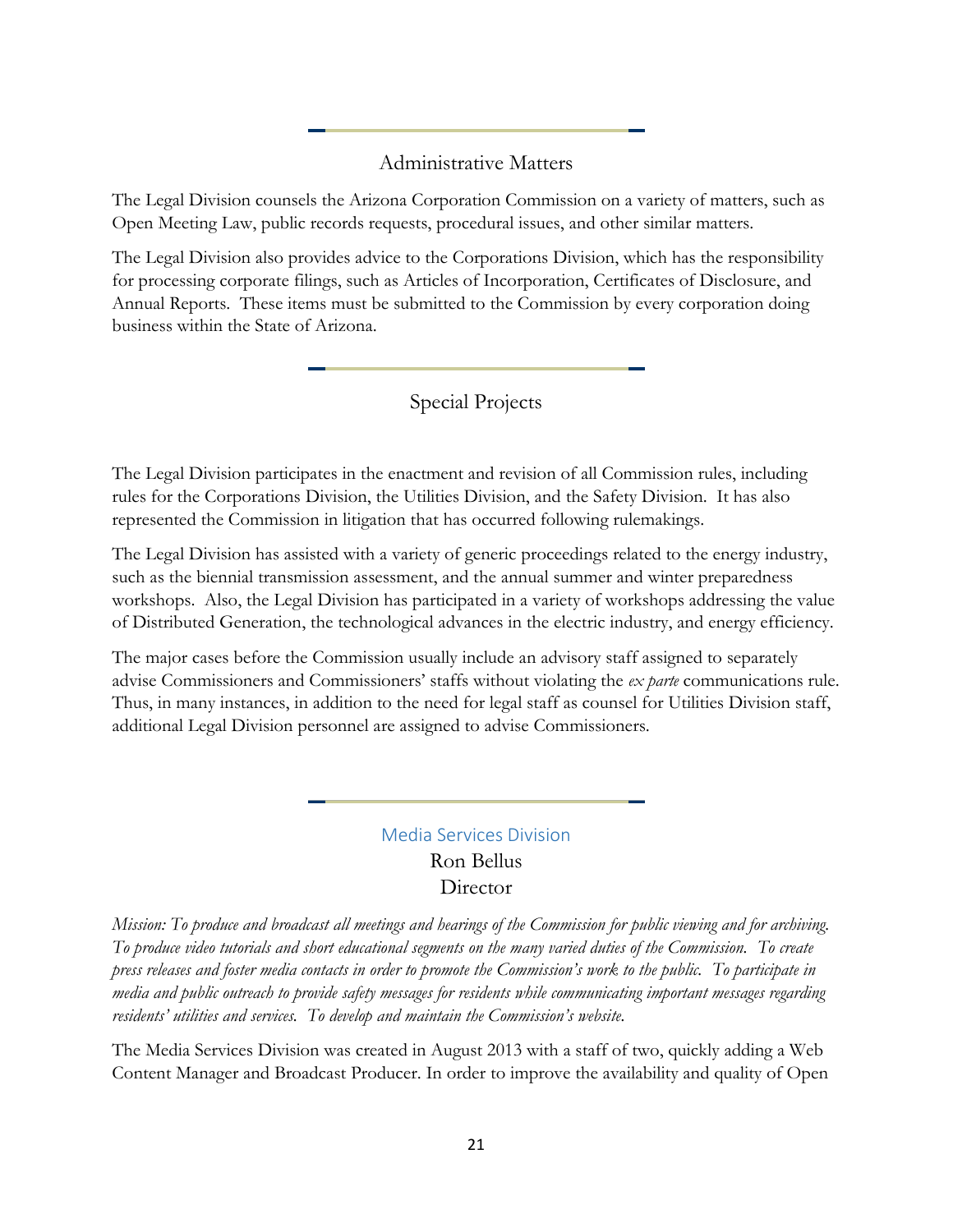## Administrative Matters

The Legal Division counsels the Arizona Corporation Commission on a variety of matters, such as Open Meeting Law, public records requests, procedural issues, and other similar matters.

The Legal Division also provides advice to the Corporations Division, which has the responsibility for processing corporate filings, such as Articles of Incorporation, Certificates of Disclosure, and Annual Reports. These items must be submitted to the Commission by every corporation doing business within the State of Arizona.

## Special Projects

The Legal Division participates in the enactment and revision of all Commission rules, including rules for the Corporations Division, the Utilities Division, and the Safety Division. It has also represented the Commission in litigation that has occurred following rulemakings.

The Legal Division has assisted with a variety of generic proceedings related to the energy industry, such as the biennial transmission assessment, and the annual summer and winter preparedness workshops. Also, the Legal Division has participated in a variety of workshops addressing the value of Distributed Generation, the technological advances in the electric industry, and energy efficiency.

The major cases before the Commission usually include an advisory staff assigned to separately advise Commissioners and Commissioners' staffs without violating the *ex parte* communications rule. Thus, in many instances, in addition to the need for legal staff as counsel for Utilities Division staff, additional Legal Division personnel are assigned to advise Commissioners.

## Media Services Division

Ron Bellus
Director

*Mission: To produce and broadcast all meetings and hearings of the Commission for public viewing and for archiving. To produce video tutorials and short educational segments on the many varied duties of the Commission. To create press releases and foster media contacts in order to promote the Commission's work to the public. To participate in media and public outreach to provide safety messages for residents while communicating important messages regarding residents' utilities and services. To develop and maintain the Commission's website.*

The Media Services Division was created in August 2013 with a staff of two, quickly adding a Web Content Manager and Broadcast Producer. In order to improve the availability and quality of Open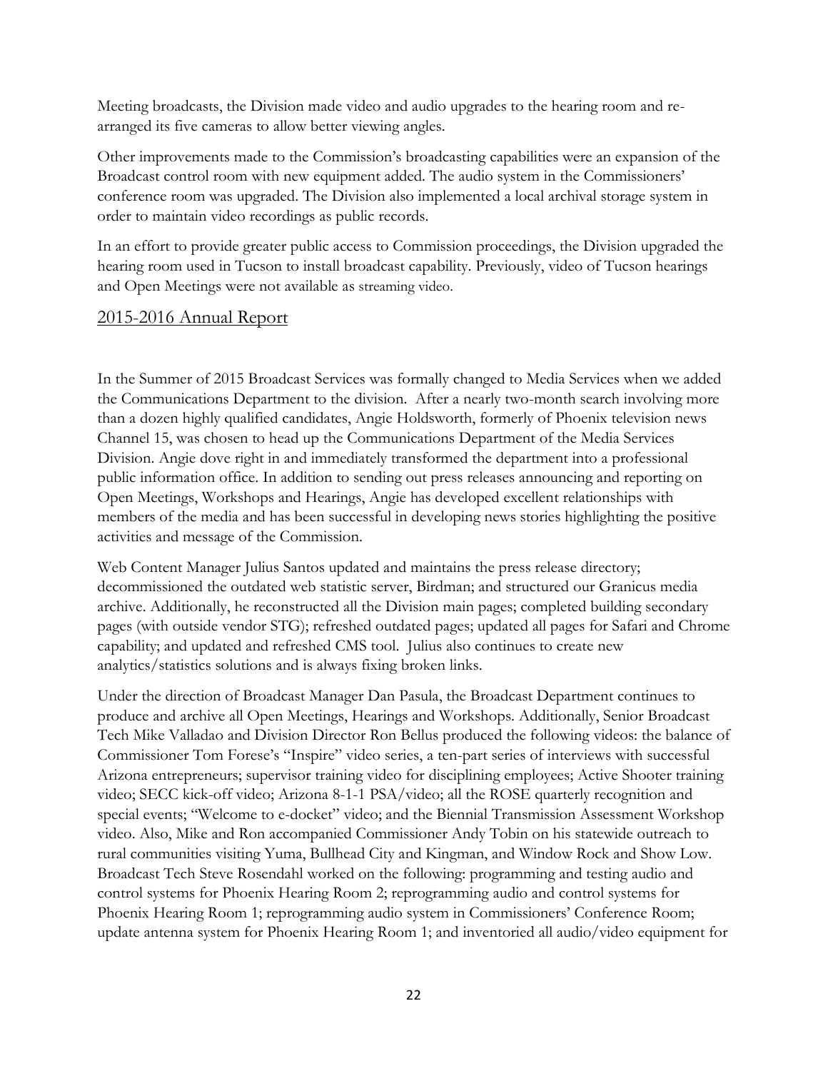Meeting broadcasts, the Division made video and audio upgrades to the hearing room and re-arranged its five cameras to allow better viewing angles.

Other improvements made to the Commission's broadcasting capabilities were an expansion of the Broadcast control room with new equipment added. The audio system in the Commissioners' conference room was upgraded. The Division also implemented a local archival storage system in order to maintain video recordings as public records.

In an effort to provide greater public access to Commission proceedings, the Division upgraded the hearing room used in Tucson to install broadcast capability. Previously, video of Tucson hearings and Open Meetings were not available as streaming video.

## 2015-2016 Annual Report

In the Summer of 2015 Broadcast Services was formally changed to Media Services when we added the Communications Department to the division. After a nearly two-month search involving more than a dozen highly qualified candidates, Angie Holdsworth, formerly of Phoenix television news Channel 15, was chosen to head up the Communications Department of the Media Services Division. Angie dove right in and immediately transformed the department into a professional public information office. In addition to sending out press releases announcing and reporting on Open Meetings, Workshops and Hearings, Angie has developed excellent relationships with members of the media and has been successful in developing news stories highlighting the positive activities and message of the Commission.

Web Content Manager Julius Santos updated and maintains the press release directory; decommissioned the outdated web statistic server, Birdman; and structured our Granicus media archive. Additionally, he reconstructed all the Division main pages; completed building secondary pages (with outside vendor STG); refreshed outdated pages; updated all pages for Safari and Chrome capability; and updated and refreshed CMS tool. Julius also continues to create new analytics/statistics solutions and is always fixing broken links.

Under the direction of Broadcast Manager Dan Pasula, the Broadcast Department continues to produce and archive all Open Meetings, Hearings and Workshops. Additionally, Senior Broadcast Tech Mike Valladao and Division Director Ron Bellus produced the following videos: the balance of Commissioner Tom Forese's "Inspire" video series, a ten-part series of interviews with successful Arizona entrepreneurs; supervisor training video for disciplining employees; Active Shooter training video; SECC kick-off video; Arizona 8-1-1 PSA/video; all the ROSE quarterly recognition and special events; "Welcome to e-docket" video; and the Biennial Transmission Assessment Workshop video. Also, Mike and Ron accompanied Commissioner Andy Tobin on his statewide outreach to rural communities visiting Yuma, Bullhead City and Kingman, and Window Rock and Show Low. Broadcast Tech Steve Rosendahl worked on the following: programming and testing audio and control systems for Phoenix Hearing Room 2; reprogramming audio and control systems for Phoenix Hearing Room 1; reprogramming audio system in Commissioners' Conference Room; update antenna system for Phoenix Hearing Room 1; and inventoried all audio/video equipment for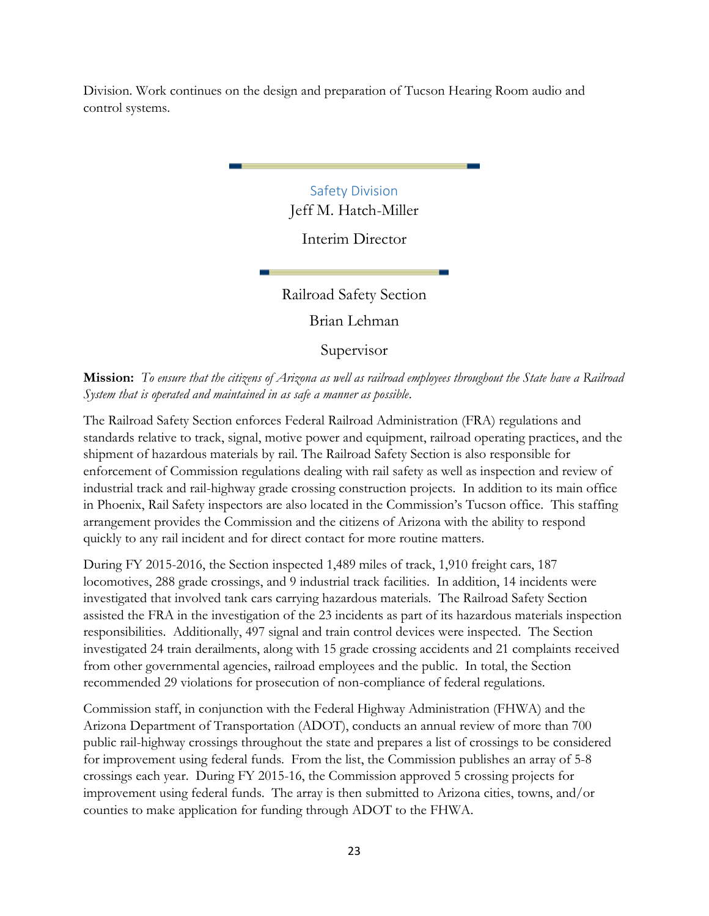Division. Work continues on the design and preparation of Tucson Hearing Room audio and control systems.

## Safety Division

Jeff M. Hatch-Miller

Interim Director

### Railroad Safety Section

Brian Lehman

Supervisor

**Mission:** *To ensure that the citizens of Arizona as well as railroad employees throughout the State have a Railroad System that is operated and maintained in as safe a manner as possible.*

The Railroad Safety Section enforces Federal Railroad Administration (FRA) regulations and standards relative to track, signal, motive power and equipment, railroad operating practices, and the shipment of hazardous materials by rail. The Railroad Safety Section is also responsible for enforcement of Commission regulations dealing with rail safety as well as inspection and review of industrial track and rail-highway grade crossing construction projects. In addition to its main office in Phoenix, Rail Safety inspectors are also located in the Commission's Tucson office. This staffing arrangement provides the Commission and the citizens of Arizona with the ability to respond quickly to any rail incident and for direct contact for more routine matters.

During FY 2015-2016, the Section inspected 1,489 miles of track, 1,910 freight cars, 187 locomotives, 288 grade crossings, and 9 industrial track facilities. In addition, 14 incidents were investigated that involved tank cars carrying hazardous materials. The Railroad Safety Section assisted the FRA in the investigation of the 23 incidents as part of its hazardous materials inspection responsibilities. Additionally, 497 signal and train control devices were inspected. The Section investigated 24 train derailments, along with 15 grade crossing accidents and 21 complaints received from other governmental agencies, railroad employees and the public. In total, the Section recommended 29 violations for prosecution of non-compliance of federal regulations.

Commission staff, in conjunction with the Federal Highway Administration (FHWA) and the Arizona Department of Transportation (ADOT), conducts an annual review of more than 700 public rail-highway crossings throughout the state and prepares a list of crossings to be considered for improvement using federal funds. From the list, the Commission publishes an array of 5-8 crossings each year. During FY 2015-16, the Commission approved 5 crossing projects for improvement using federal funds. The array is then submitted to Arizona cities, towns, and/or counties to make application for funding through ADOT to the FHWA.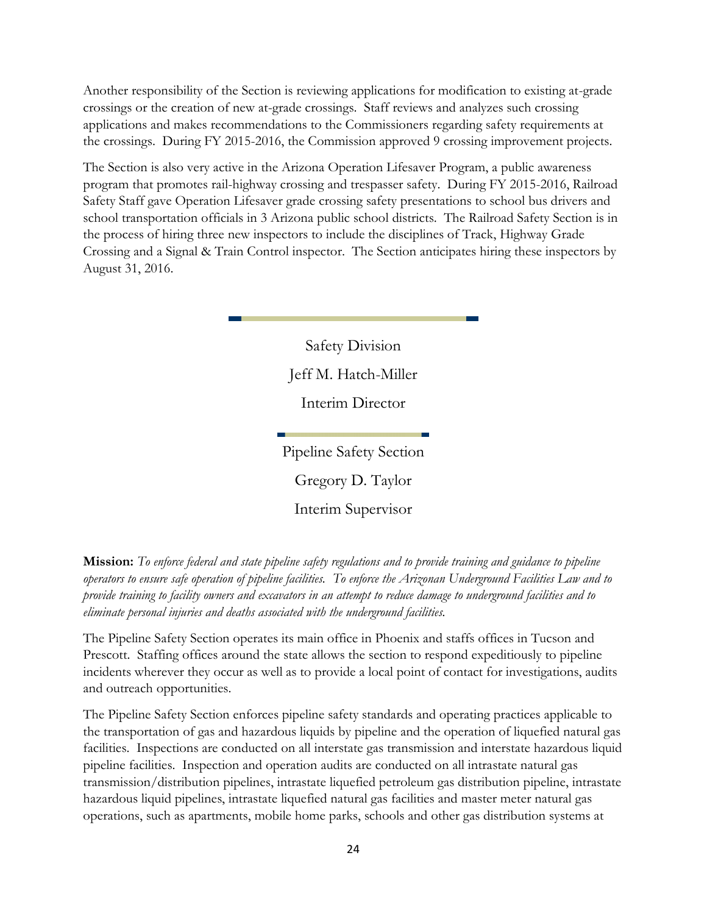Another responsibility of the Section is reviewing applications for modification to existing at-grade crossings or the creation of new at-grade crossings. Staff reviews and analyzes such crossing applications and makes recommendations to the Commissioners regarding safety requirements at the crossings. During FY 2015-2016, the Commission approved 9 crossing improvement projects.

The Section is also very active in the Arizona Operation Lifesaver Program, a public awareness program that promotes rail-highway crossing and trespasser safety. During FY 2015-2016, Railroad Safety Staff gave Operation Lifesaver grade crossing safety presentations to school bus drivers and school transportation officials in 3 Arizona public school districts. The Railroad Safety Section is in the process of hiring three new inspectors to include the disciplines of Track, Highway Grade Crossing and a Signal & Train Control inspector. The Section anticipates hiring these inspectors by August 31, 2016.

## Safety Division

Jeff M. Hatch-Miller

Interim Director

## Pipeline Safety Section

Gregory D. Taylor

Interim Supervisor

**Mission:** *To enforce federal and state pipeline safety regulations and to provide training and guidance to pipeline operators to ensure safe operation of pipeline facilities. To enforce the Arizonan Underground Facilities Law and to provide training to facility owners and excavators in an attempt to reduce damage to underground facilities and to eliminate personal injuries and deaths associated with the underground facilities.*

The Pipeline Safety Section operates its main office in Phoenix and staffs offices in Tucson and Prescott. Staffing offices around the state allows the section to respond expeditiously to pipeline incidents wherever they occur as well as to provide a local point of contact for investigations, audits and outreach opportunities.

The Pipeline Safety Section enforces pipeline safety standards and operating practices applicable to the transportation of gas and hazardous liquids by pipeline and the operation of liquefied natural gas facilities. Inspections are conducted on all interstate gas transmission and interstate hazardous liquid pipeline facilities. Inspection and operation audits are conducted on all intrastate natural gas transmission/distribution pipelines, intrastate liquefied petroleum gas distribution pipeline, intrastate hazardous liquid pipelines, intrastate liquefied natural gas facilities and master meter natural gas operations, such as apartments, mobile home parks, schools and other gas distribution systems at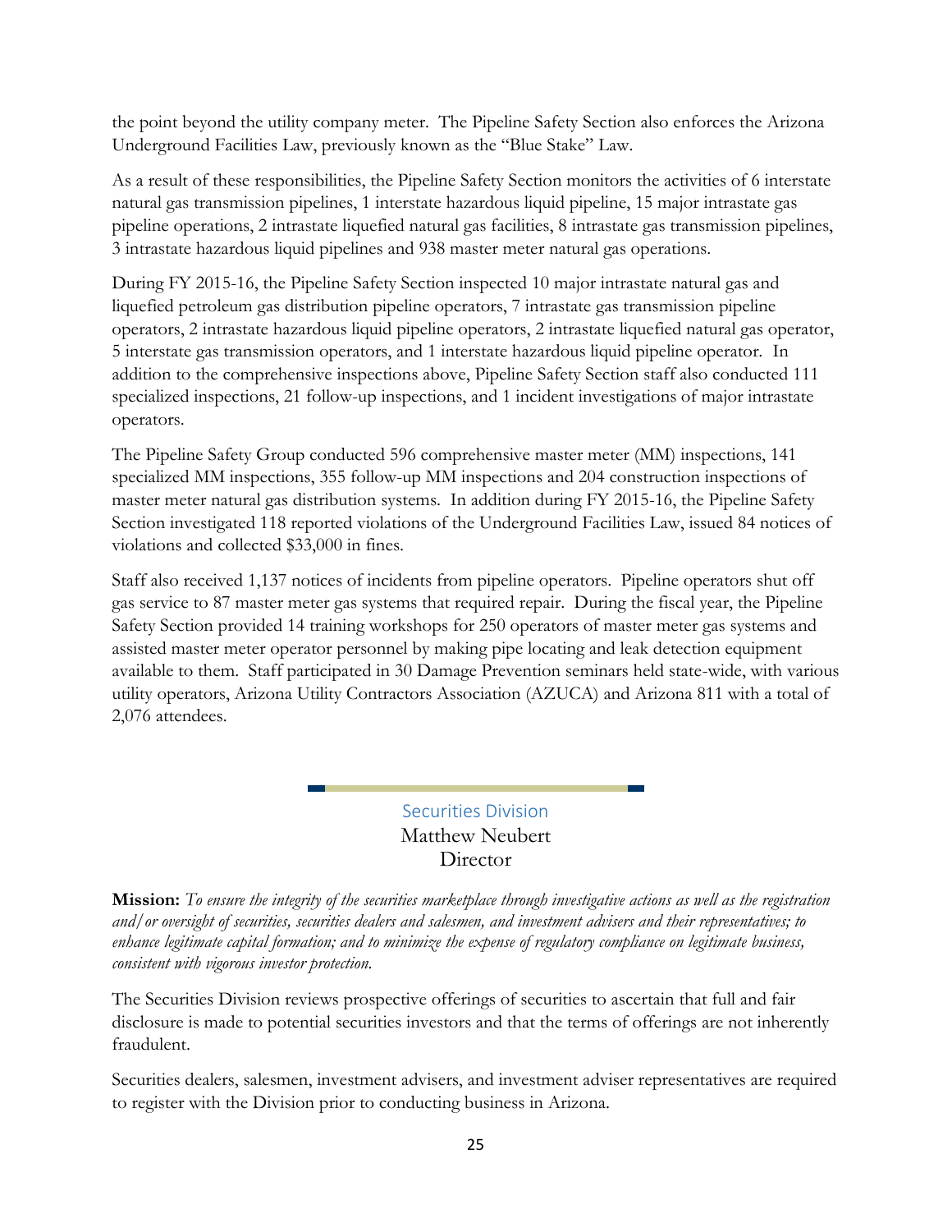the point beyond the utility company meter. The Pipeline Safety Section also enforces the Arizona Underground Facilities Law, previously known as the "Blue Stake" Law.

As a result of these responsibilities, the Pipeline Safety Section monitors the activities of 6 interstate natural gas transmission pipelines, 1 interstate hazardous liquid pipeline, 15 major intrastate gas pipeline operations, 2 intrastate liquefied natural gas facilities, 8 intrastate gas transmission pipelines, 3 intrastate hazardous liquid pipelines and 938 master meter natural gas operations.

During FY 2015-16, the Pipeline Safety Section inspected 10 major intrastate natural gas and liquefied petroleum gas distribution pipeline operators, 7 intrastate gas transmission pipeline operators, 2 intrastate hazardous liquid pipeline operators, 2 intrastate liquefied natural gas operator, 5 interstate gas transmission operators, and 1 interstate hazardous liquid pipeline operator. In addition to the comprehensive inspections above, Pipeline Safety Section staff also conducted 111 specialized inspections, 21 follow-up inspections, and 1 incident investigations of major intrastate operators.

The Pipeline Safety Group conducted 596 comprehensive master meter (MM) inspections, 141 specialized MM inspections, 355 follow-up MM inspections and 204 construction inspections of master meter natural gas distribution systems. In addition during FY 2015-16, the Pipeline Safety Section investigated 118 reported violations of the Underground Facilities Law, issued 84 notices of violations and collected $33,000 in fines.

Staff also received 1,137 notices of incidents from pipeline operators. Pipeline operators shut off gas service to 87 master meter gas systems that required repair. During the fiscal year, the Pipeline Safety Section provided 14 training workshops for 250 operators of master meter gas systems and assisted master meter operator personnel by making pipe locating and leak detection equipment available to them. Staff participated in 30 Damage Prevention seminars held state-wide, with various utility operators, Arizona Utility Contractors Association (AZUCA) and Arizona 811 with a total of 2,076 attendees.

## Securities Division

Matthew Neubert
Director

**Mission:** *To ensure the integrity of the securities marketplace through investigative actions as well as the registration and/or oversight of securities, securities dealers and salesmen, and investment advisers and their representatives; to enhance legitimate capital formation; and to minimize the expense of regulatory compliance on legitimate business, consistent with vigorous investor protection.*

The Securities Division reviews prospective offerings of securities to ascertain that full and fair disclosure is made to potential securities investors and that the terms of offerings are not inherently fraudulent.

Securities dealers, salesmen, investment advisers, and investment adviser representatives are required to register with the Division prior to conducting business in Arizona.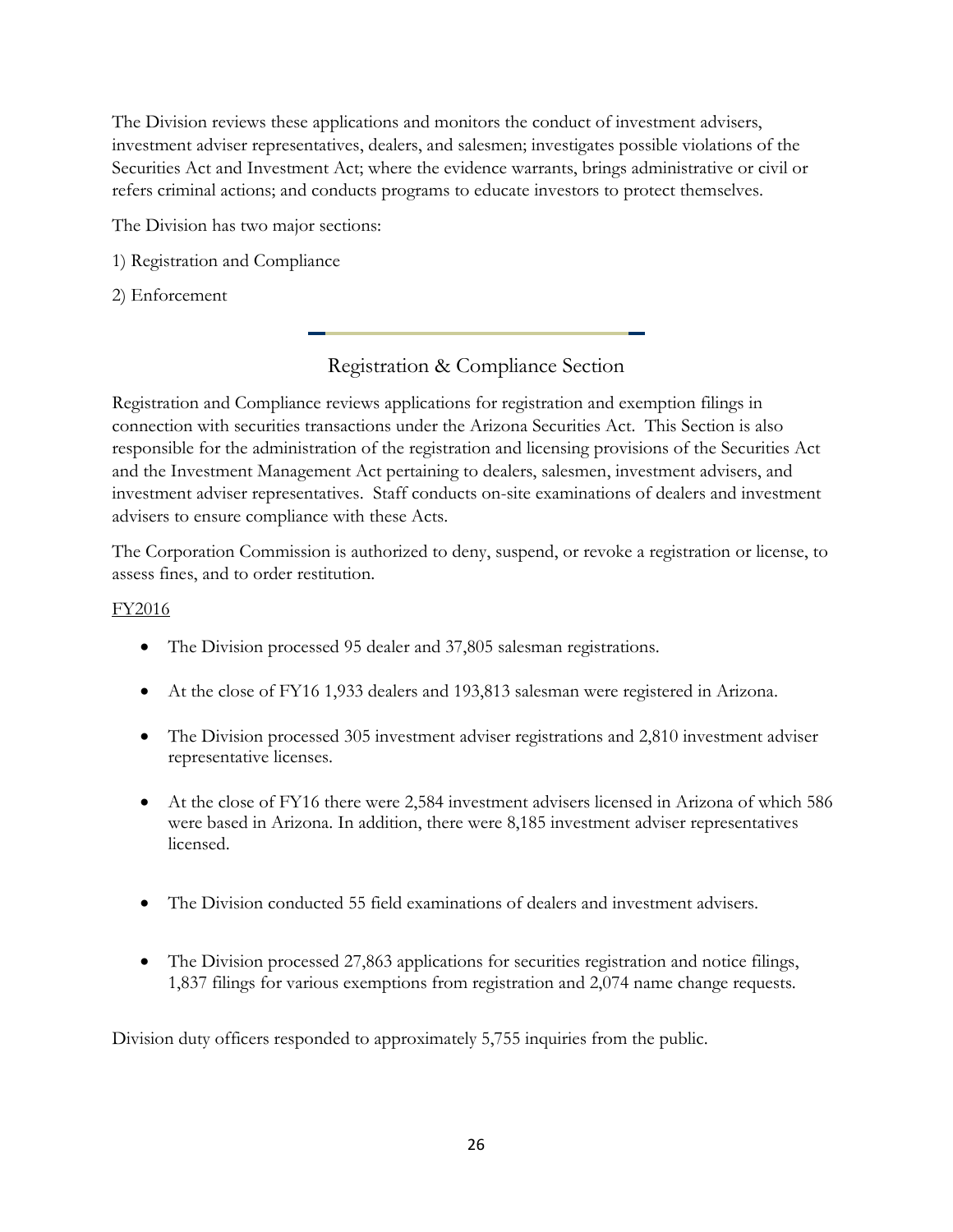The Division reviews these applications and monitors the conduct of investment advisers, investment adviser representatives, dealers, and salesmen; investigates possible violations of the Securities Act and Investment Act; where the evidence warrants, brings administrative or civil or refers criminal actions; and conducts programs to educate investors to protect themselves.

The Division has two major sections:

1) Registration and Compliance

2) Enforcement

## Registration & Compliance Section

Registration and Compliance reviews applications for registration and exemption filings in connection with securities transactions under the Arizona Securities Act. This Section is also responsible for the administration of the registration and licensing provisions of the Securities Act and the Investment Management Act pertaining to dealers, salesmen, investment advisers, and investment adviser representatives. Staff conducts on-site examinations of dealers and investment advisers to ensure compliance with these Acts.

The Corporation Commission is authorized to deny, suspend, or revoke a registration or license, to assess fines, and to order restitution.

<u>FY2016</u>

- The Division processed 95 dealer and 37,805 salesman registrations.
- At the close of FY16 1,933 dealers and 193,813 salesman were registered in Arizona.
- The Division processed 305 investment adviser registrations and 2,810 investment adviser representative licenses.
- At the close of FY16 there were 2,584 investment advisers licensed in Arizona of which 586 were based in Arizona. In addition, there were 8,185 investment adviser representatives licensed.
- The Division conducted 55 field examinations of dealers and investment advisers.
- The Division processed 27,863 applications for securities registration and notice filings, 1,837 filings for various exemptions from registration and 2,074 name change requests.

Division duty officers responded to approximately 5,755 inquiries from the public.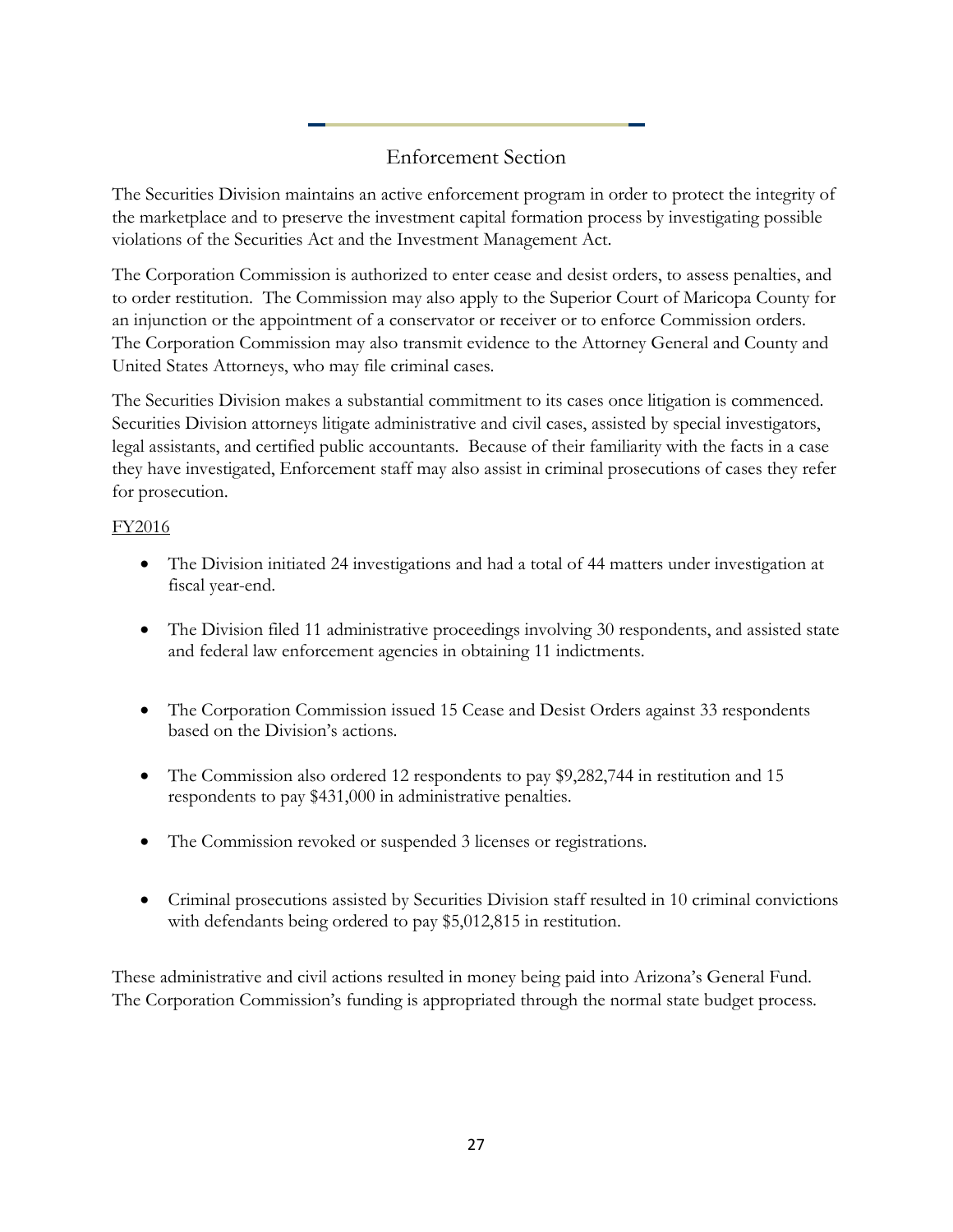## Enforcement Section

The Securities Division maintains an active enforcement program in order to protect the integrity of the marketplace and to preserve the investment capital formation process by investigating possible violations of the Securities Act and the Investment Management Act.

The Corporation Commission is authorized to enter cease and desist orders, to assess penalties, and to order restitution. The Commission may also apply to the Superior Court of Maricopa County for an injunction or the appointment of a conservator or receiver or to enforce Commission orders. The Corporation Commission may also transmit evidence to the Attorney General and County and United States Attorneys, who may file criminal cases.

The Securities Division makes a substantial commitment to its cases once litigation is commenced. Securities Division attorneys litigate administrative and civil cases, assisted by special investigators, legal assistants, and certified public accountants. Because of their familiarity with the facts in a case they have investigated, Enforcement staff may also assist in criminal prosecutions of cases they refer for prosecution.

FY2016

- The Division initiated 24 investigations and had a total of 44 matters under investigation at fiscal year-end.
- The Division filed 11 administrative proceedings involving 30 respondents, and assisted state and federal law enforcement agencies in obtaining 11 indictments.
- The Corporation Commission issued 15 Cease and Desist Orders against 33 respondents based on the Division's actions.
- The Commission also ordered 12 respondents to pay $9,282,744 in restitution and 15 respondents to pay $431,000 in administrative penalties.
- The Commission revoked or suspended 3 licenses or registrations.
- Criminal prosecutions assisted by Securities Division staff resulted in 10 criminal convictions with defendants being ordered to pay $5,012,815 in restitution.

These administrative and civil actions resulted in money being paid into Arizona's General Fund. The Corporation Commission's funding is appropriated through the normal state budget process.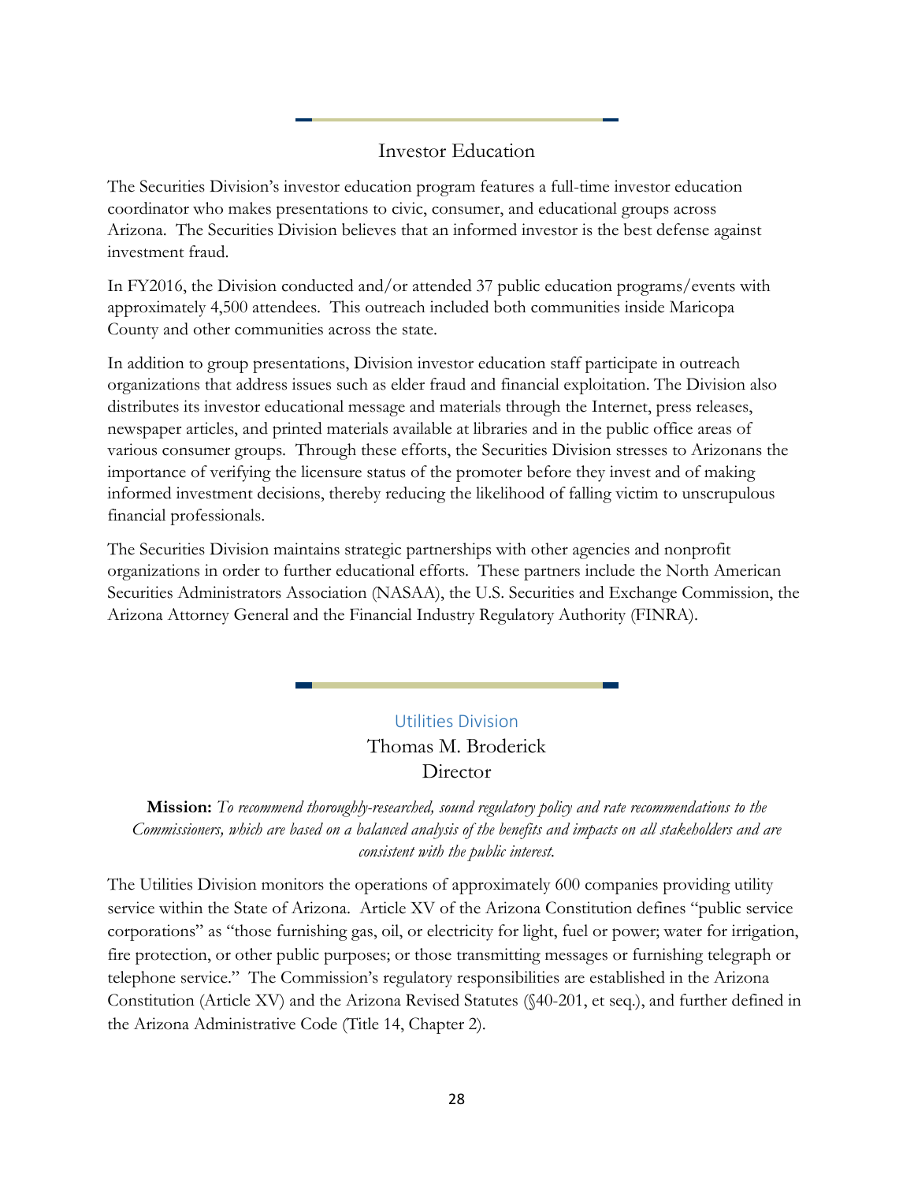## Investor Education

The Securities Division's investor education program features a full-time investor education coordinator who makes presentations to civic, consumer, and educational groups across Arizona. The Securities Division believes that an informed investor is the best defense against investment fraud.

In FY2016, the Division conducted and/or attended 37 public education programs/events with approximately 4,500 attendees. This outreach included both communities inside Maricopa County and other communities across the state.

In addition to group presentations, Division investor education staff participate in outreach organizations that address issues such as elder fraud and financial exploitation. The Division also distributes its investor educational message and materials through the Internet, press releases, newspaper articles, and printed materials available at libraries and in the public office areas of various consumer groups. Through these efforts, the Securities Division stresses to Arizonans the importance of verifying the licensure status of the promoter before they invest and of making informed investment decisions, thereby reducing the likelihood of falling victim to unscrupulous financial professionals.

The Securities Division maintains strategic partnerships with other agencies and nonprofit organizations in order to further educational efforts. These partners include the North American Securities Administrators Association (NASAA), the U.S. Securities and Exchange Commission, the Arizona Attorney General and the Financial Industry Regulatory Authority (FINRA).

## Utilities Division

Thomas M. Broderick
Director

**Mission:** *To recommend thoroughly-researched, sound regulatory policy and rate recommendations to the Commissioners, which are based on a balanced analysis of the benefits and impacts on all stakeholders and are consistent with the public interest.*

The Utilities Division monitors the operations of approximately 600 companies providing utility service within the State of Arizona. Article XV of the Arizona Constitution defines "public service corporations" as "those furnishing gas, oil, or electricity for light, fuel or power; water for irrigation, fire protection, or other public purposes; or those transmitting messages or furnishing telegraph or telephone service." The Commission's regulatory responsibilities are established in the Arizona Constitution (Article XV) and the Arizona Revised Statutes (§40-201, et seq.), and further defined in the Arizona Administrative Code (Title 14, Chapter 2).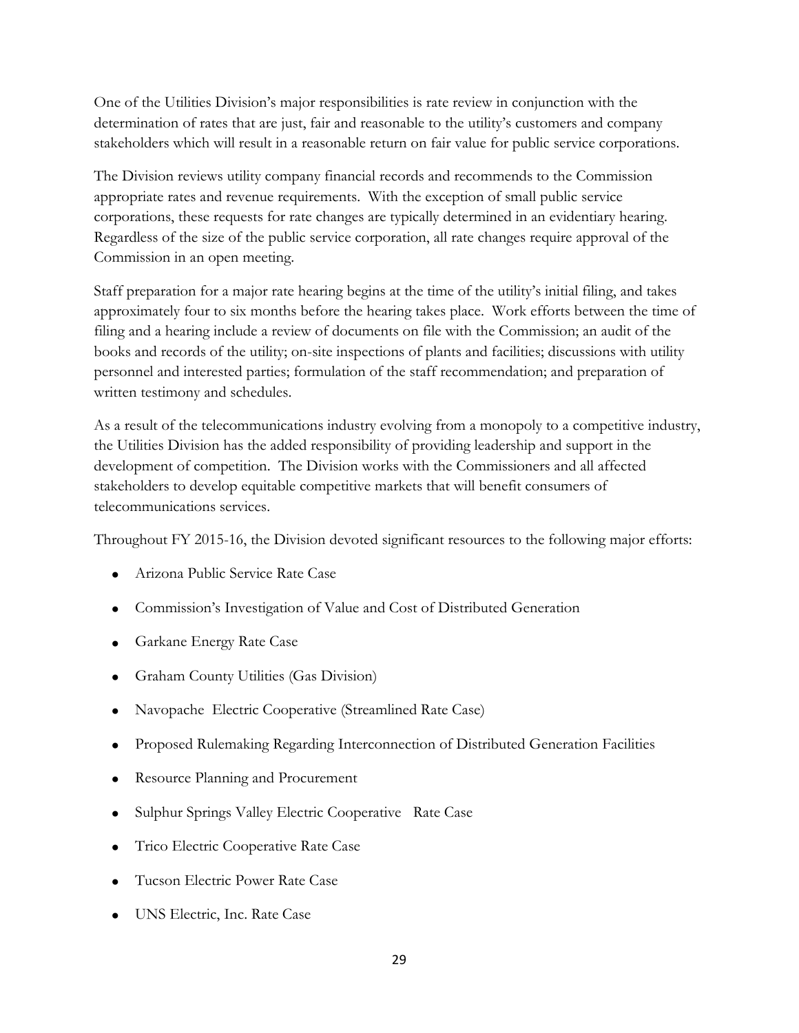One of the Utilities Division's major responsibilities is rate review in conjunction with the determination of rates that are just, fair and reasonable to the utility's customers and company stakeholders which will result in a reasonable return on fair value for public service corporations.

The Division reviews utility company financial records and recommends to the Commission appropriate rates and revenue requirements. With the exception of small public service corporations, these requests for rate changes are typically determined in an evidentiary hearing. Regardless of the size of the public service corporation, all rate changes require approval of the Commission in an open meeting.

Staff preparation for a major rate hearing begins at the time of the utility's initial filing, and takes approximately four to six months before the hearing takes place. Work efforts between the time of filing and a hearing include a review of documents on file with the Commission; an audit of the books and records of the utility; on-site inspections of plants and facilities; discussions with utility personnel and interested parties; formulation of the staff recommendation; and preparation of written testimony and schedules.

As a result of the telecommunications industry evolving from a monopoly to a competitive industry, the Utilities Division has the added responsibility of providing leadership and support in the development of competition. The Division works with the Commissioners and all affected stakeholders to develop equitable competitive markets that will benefit consumers of telecommunications services.

Throughout FY 2015-16, the Division devoted significant resources to the following major efforts:

- Arizona Public Service Rate Case
- Commission's Investigation of Value and Cost of Distributed Generation
- Garkane Energy Rate Case
- Graham County Utilities (Gas Division)
- Navopache Electric Cooperative (Streamlined Rate Case)
- Proposed Rulemaking Regarding Interconnection of Distributed Generation Facilities
- Resource Planning and Procurement
- Sulphur Springs Valley Electric Cooperative Rate Case
- Trico Electric Cooperative Rate Case
- Tucson Electric Power Rate Case
- UNS Electric, Inc. Rate Case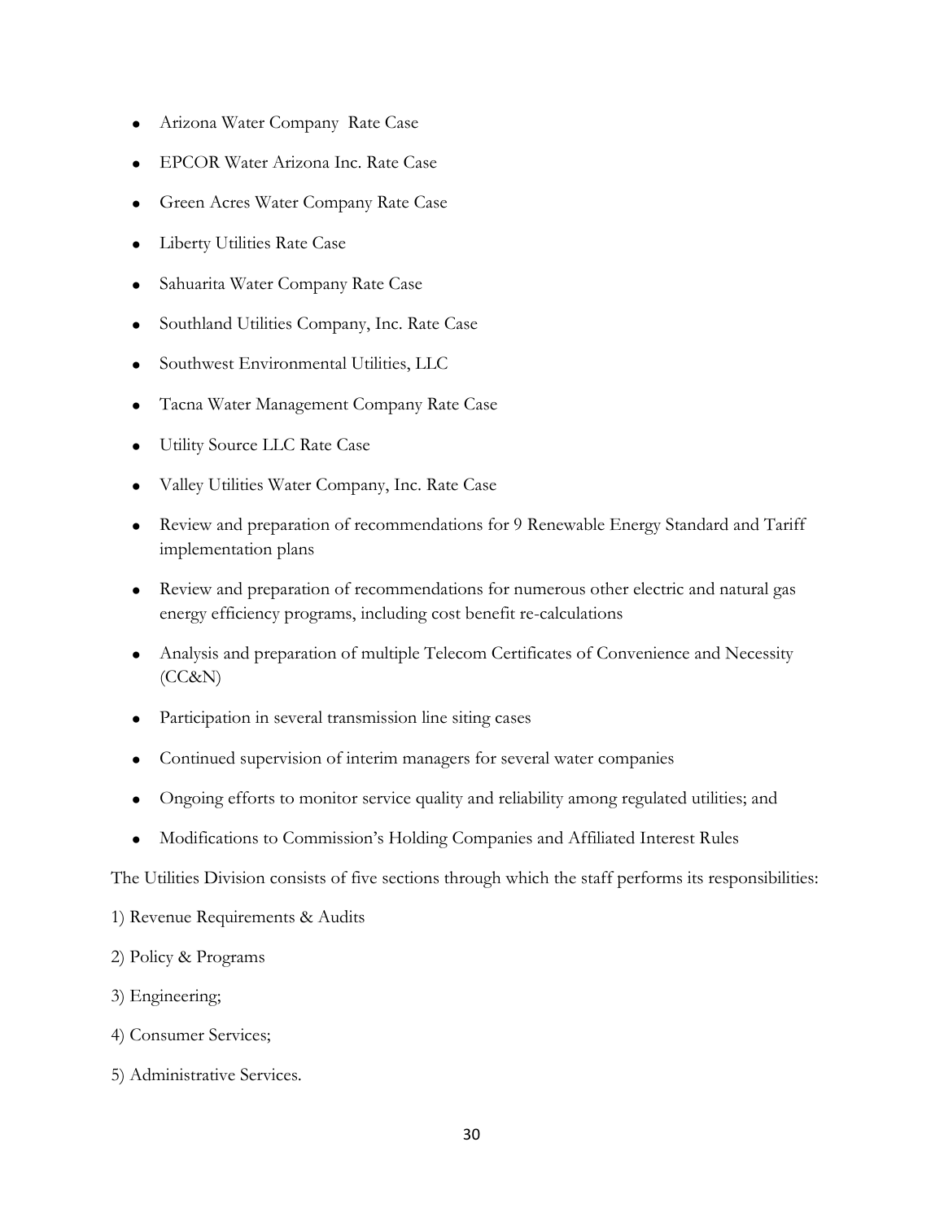- Arizona Water Company  Rate Case
- EPCOR Water Arizona Inc. Rate Case
- Green Acres Water Company Rate Case
- Liberty Utilities Rate Case
- Sahuarita Water Company Rate Case
- Southland Utilities Company, Inc. Rate Case
- Southwest Environmental Utilities, LLC
- Tacna Water Management Company Rate Case
- Utility Source LLC Rate Case
- Valley Utilities Water Company, Inc. Rate Case
- Review and preparation of recommendations for 9 Renewable Energy Standard and Tariff implementation plans
- Review and preparation of recommendations for numerous other electric and natural gas energy efficiency programs, including cost benefit re-calculations
- Analysis and preparation of multiple Telecom Certificates of Convenience and Necessity (CC&N)
- Participation in several transmission line siting cases
- Continued supervision of interim managers for several water companies
- Ongoing efforts to monitor service quality and reliability among regulated utilities; and
- Modifications to Commission's Holding Companies and Affiliated Interest Rules

The Utilities Division consists of five sections through which the staff performs its responsibilities:

1) Revenue Requirements & Audits

2) Policy & Programs

3) Engineering;

4) Consumer Services;

5) Administrative Services.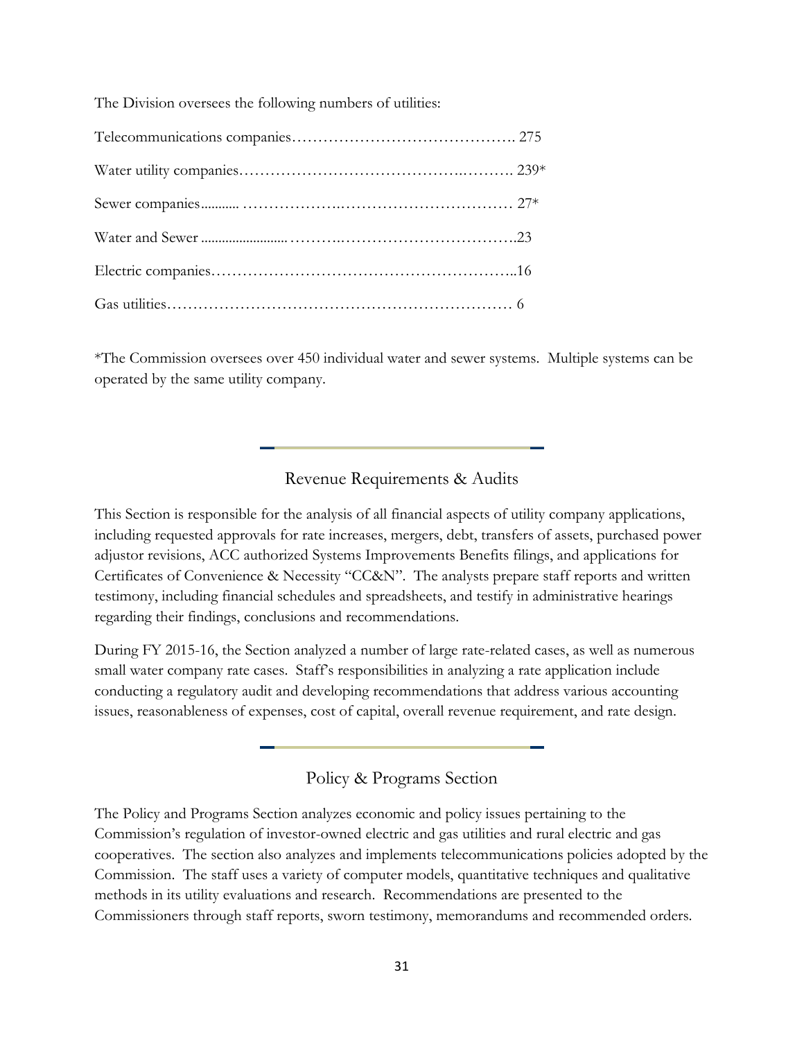The Division oversees the following numbers of utilities:

| | |
|---|---|
| Telecommunications companies | 275 |
| Water utility companies | 239* |
| Sewer companies | 27* |
| Water and Sewer | 23 |
| Electric companies | 16 |
| Gas utilities | 6 |

*The Commission oversees over 450 individual water and sewer systems. Multiple systems can be operated by the same utility company.

## Revenue Requirements & Audits

This Section is responsible for the analysis of all financial aspects of utility company applications, including requested approvals for rate increases, mergers, debt, transfers of assets, purchased power adjustor revisions, ACC authorized Systems Improvements Benefits filings, and applications for Certificates of Convenience & Necessity "CC&N". The analysts prepare staff reports and written testimony, including financial schedules and spreadsheets, and testify in administrative hearings regarding their findings, conclusions and recommendations.

During FY 2015-16, the Section analyzed a number of large rate-related cases, as well as numerous small water company rate cases. Staff's responsibilities in analyzing a rate application include conducting a regulatory audit and developing recommendations that address various accounting issues, reasonableness of expenses, cost of capital, overall revenue requirement, and rate design.

## Policy & Programs Section

The Policy and Programs Section analyzes economic and policy issues pertaining to the Commission's regulation of investor-owned electric and gas utilities and rural electric and gas cooperatives. The section also analyzes and implements telecommunications policies adopted by the Commission. The staff uses a variety of computer models, quantitative techniques and qualitative methods in its utility evaluations and research. Recommendations are presented to the Commissioners through staff reports, sworn testimony, memorandums and recommended orders.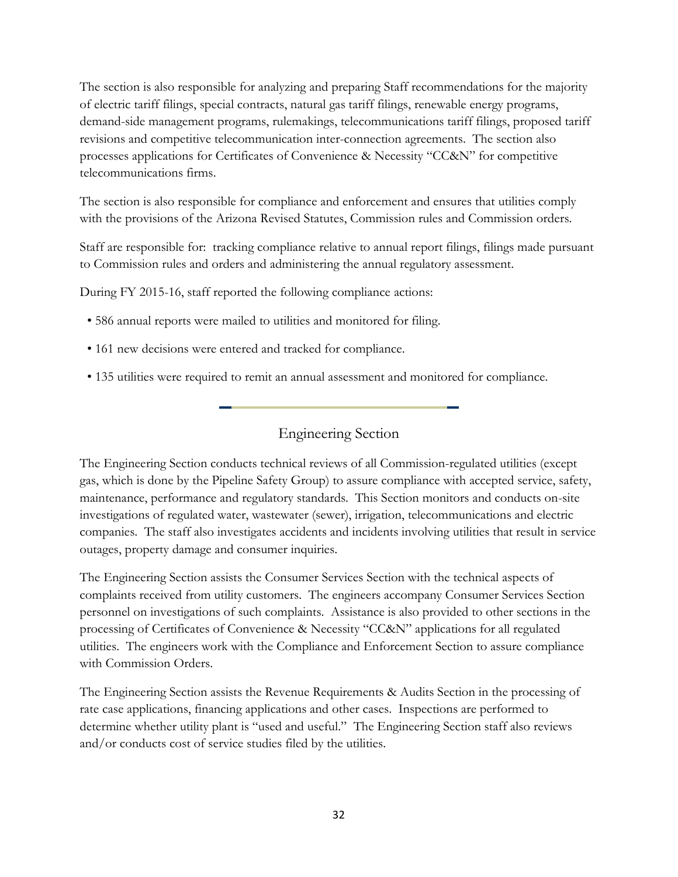The section is also responsible for analyzing and preparing Staff recommendations for the majority of electric tariff filings, special contracts, natural gas tariff filings, renewable energy programs, demand-side management programs, rulemakings, telecommunications tariff filings, proposed tariff revisions and competitive telecommunication inter-connection agreements. The section also processes applications for Certificates of Convenience & Necessity "CC&N" for competitive telecommunications firms.

The section is also responsible for compliance and enforcement and ensures that utilities comply with the provisions of the Arizona Revised Statutes, Commission rules and Commission orders.

Staff are responsible for: tracking compliance relative to annual report filings, filings made pursuant to Commission rules and orders and administering the annual regulatory assessment.

During FY 2015-16, staff reported the following compliance actions:

- 586 annual reports were mailed to utilities and monitored for filing.
- 161 new decisions were entered and tracked for compliance.
- 135 utilities were required to remit an annual assessment and monitored for compliance.

## Engineering Section

The Engineering Section conducts technical reviews of all Commission-regulated utilities (except gas, which is done by the Pipeline Safety Group) to assure compliance with accepted service, safety, maintenance, performance and regulatory standards. This Section monitors and conducts on-site investigations of regulated water, wastewater (sewer), irrigation, telecommunications and electric companies. The staff also investigates accidents and incidents involving utilities that result in service outages, property damage and consumer inquiries.

The Engineering Section assists the Consumer Services Section with the technical aspects of complaints received from utility customers. The engineers accompany Consumer Services Section personnel on investigations of such complaints. Assistance is also provided to other sections in the processing of Certificates of Convenience & Necessity "CC&N" applications for all regulated utilities. The engineers work with the Compliance and Enforcement Section to assure compliance with Commission Orders.

The Engineering Section assists the Revenue Requirements & Audits Section in the processing of rate case applications, financing applications and other cases. Inspections are performed to determine whether utility plant is "used and useful." The Engineering Section staff also reviews and/or conducts cost of service studies filed by the utilities.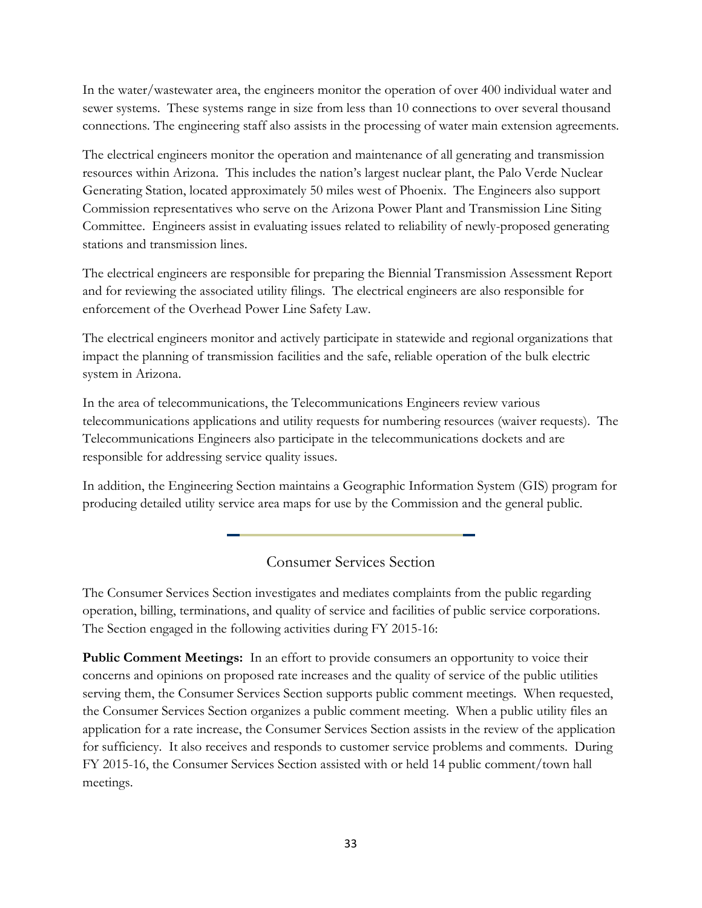In the water/wastewater area, the engineers monitor the operation of over 400 individual water and sewer systems. These systems range in size from less than 10 connections to over several thousand connections. The engineering staff also assists in the processing of water main extension agreements.

The electrical engineers monitor the operation and maintenance of all generating and transmission resources within Arizona. This includes the nation's largest nuclear plant, the Palo Verde Nuclear Generating Station, located approximately 50 miles west of Phoenix. The Engineers also support Commission representatives who serve on the Arizona Power Plant and Transmission Line Siting Committee. Engineers assist in evaluating issues related to reliability of newly-proposed generating stations and transmission lines.

The electrical engineers are responsible for preparing the Biennial Transmission Assessment Report and for reviewing the associated utility filings. The electrical engineers are also responsible for enforcement of the Overhead Power Line Safety Law.

The electrical engineers monitor and actively participate in statewide and regional organizations that impact the planning of transmission facilities and the safe, reliable operation of the bulk electric system in Arizona.

In the area of telecommunications, the Telecommunications Engineers review various telecommunications applications and utility requests for numbering resources (waiver requests). The Telecommunications Engineers also participate in the telecommunications dockets and are responsible for addressing service quality issues.

In addition, the Engineering Section maintains a Geographic Information System (GIS) program for producing detailed utility service area maps for use by the Commission and the general public.

## Consumer Services Section

The Consumer Services Section investigates and mediates complaints from the public regarding operation, billing, terminations, and quality of service and facilities of public service corporations. The Section engaged in the following activities during FY 2015-16:

**Public Comment Meetings:** In an effort to provide consumers an opportunity to voice their concerns and opinions on proposed rate increases and the quality of service of the public utilities serving them, the Consumer Services Section supports public comment meetings. When requested, the Consumer Services Section organizes a public comment meeting. When a public utility files an application for a rate increase, the Consumer Services Section assists in the review of the application for sufficiency. It also receives and responds to customer service problems and comments. During FY 2015-16, the Consumer Services Section assisted with or held 14 public comment/town hall meetings.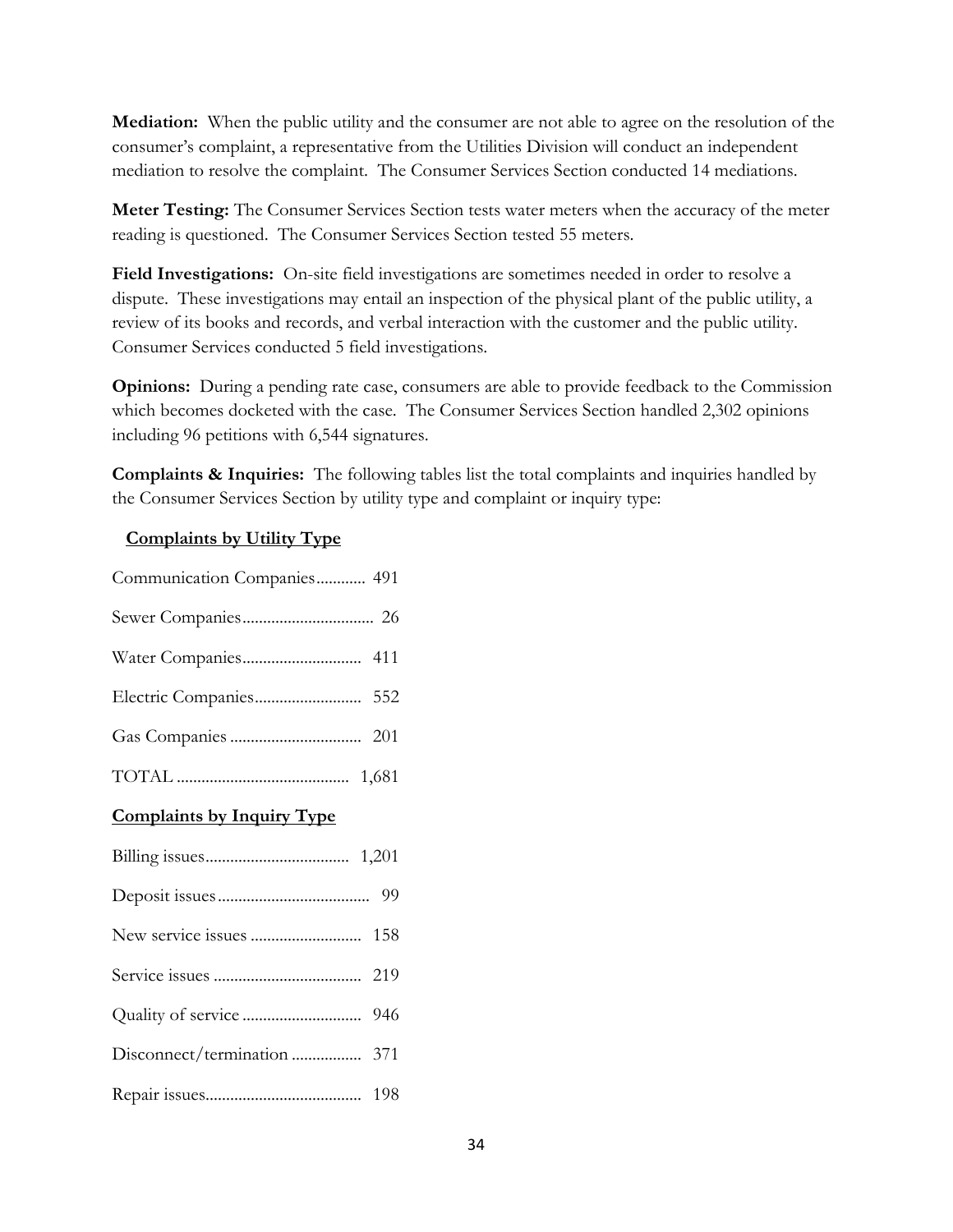**Mediation:** When the public utility and the consumer are not able to agree on the resolution of the consumer's complaint, a representative from the Utilities Division will conduct an independent mediation to resolve the complaint. The Consumer Services Section conducted 14 mediations.

**Meter Testing:** The Consumer Services Section tests water meters when the accuracy of the meter reading is questioned. The Consumer Services Section tested 55 meters.

**Field Investigations:** On-site field investigations are sometimes needed in order to resolve a dispute. These investigations may entail an inspection of the physical plant of the public utility, a review of its books and records, and verbal interaction with the customer and the public utility. Consumer Services conducted 5 field investigations.

**Opinions:** During a pending rate case, consumers are able to provide feedback to the Commission which becomes docketed with the case. The Consumer Services Section handled 2,302 opinions including 96 petitions with 6,544 signatures.

**Complaints & Inquiries:** The following tables list the total complaints and inquiries handled by the Consumer Services Section by utility type and complaint or inquiry type:

**Complaints by Utility Type**

| Utility Type | Count |
|---|---|
| Communication Companies | 491 |
| Sewer Companies | 26 |
| Water Companies | 411 |
| Electric Companies | 552 |
| Gas Companies | 201 |
| TOTAL | 1,681 |

**Complaints by Inquiry Type**

| Inquiry Type | Count |
|---|---|
| Billing issues | 1,201 |
| Deposit issues | 99 |
| New service issues | 158 |
| Service issues | 219 |
| Quality of service | 946 |
| Disconnect/termination | 371 |
| Repair issues | 198 |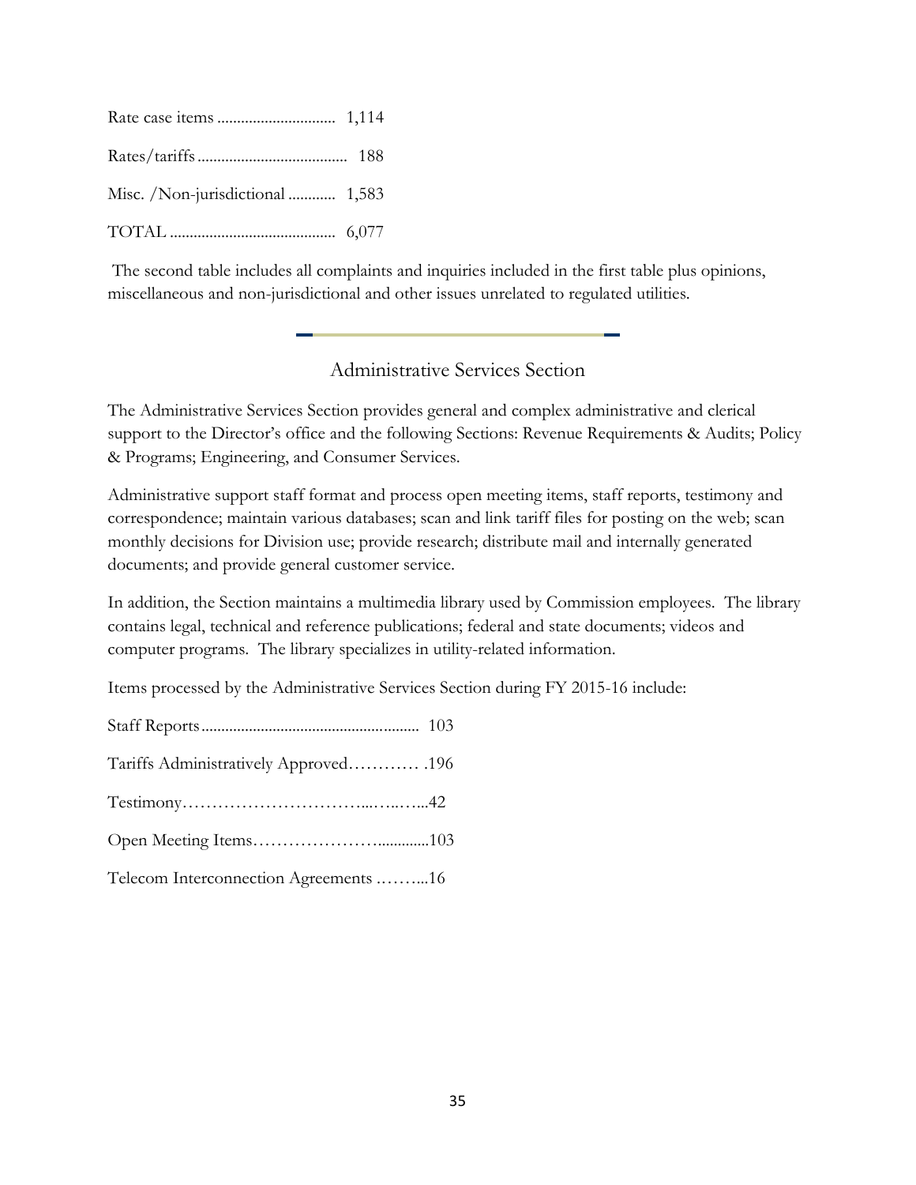Rate case items ............................. 1,114

Rates/tariffs ..................................... 188

Misc. /Non-jurisdictional ............ 1,583

TOTAL .......................................... 6,077

The second table includes all complaints and inquiries included in the first table plus opinions, miscellaneous and non-jurisdictional and other issues unrelated to regulated utilities.

## Administrative Services Section

The Administrative Services Section provides general and complex administrative and clerical support to the Director's office and the following Sections: Revenue Requirements & Audits; Policy & Programs; Engineering, and Consumer Services.

Administrative support staff format and process open meeting items, staff reports, testimony and correspondence; maintain various databases; scan and link tariff files for posting on the web; scan monthly decisions for Division use; provide research; distribute mail and internally generated documents; and provide general customer service.

In addition, the Section maintains a multimedia library used by Commission employees. The library contains legal, technical and reference publications; federal and state documents; videos and computer programs. The library specializes in utility-related information.

Items processed by the Administrative Services Section during FY 2015-16 include:

Staff Reports....................................................... 103

Tariffs Administratively Approved………… .196

Testimony…………………………...…..…...42

Open Meeting Items…………………............103

Telecom Interconnection Agreements .……...16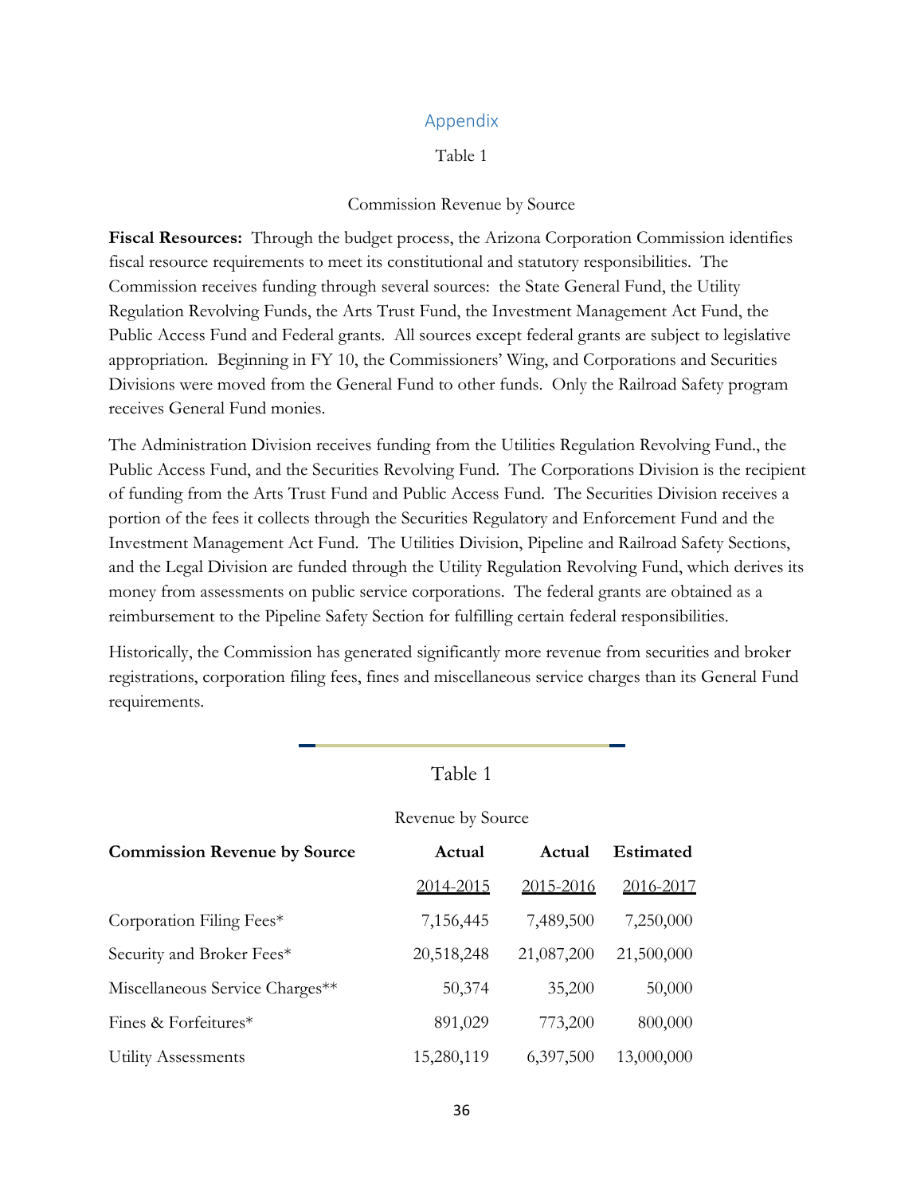## Appendix

Table 1

Commission Revenue by Source

**Fiscal Resources:** Through the budget process, the Arizona Corporation Commission identifies fiscal resource requirements to meet its constitutional and statutory responsibilities. The Commission receives funding through several sources: the State General Fund, the Utility Regulation Revolving Funds, the Arts Trust Fund, the Investment Management Act Fund, the Public Access Fund and Federal grants. All sources except federal grants are subject to legislative appropriation. Beginning in FY 10, the Commissioners' Wing, and Corporations and Securities Divisions were moved from the General Fund to other funds. Only the Railroad Safety program receives General Fund monies.

The Administration Division receives funding from the Utilities Regulation Revolving Fund., the Public Access Fund, and the Securities Revolving Fund. The Corporations Division is the recipient of funding from the Arts Trust Fund and Public Access Fund. The Securities Division receives a portion of the fees it collects through the Securities Regulatory and Enforcement Fund and the Investment Management Act Fund. The Utilities Division, Pipeline and Railroad Safety Sections, and the Legal Division are funded through the Utility Regulation Revolving Fund, which derives its money from assessments on public service corporations. The federal grants are obtained as a reimbursement to the Pipeline Safety Section for fulfilling certain federal responsibilities.

Historically, the Commission has generated significantly more revenue from securities and broker registrations, corporation filing fees, fines and miscellaneous service charges than its General Fund requirements.

Table 1

Revenue by Source

| **Commission Revenue by Source** | **Actual** | **Actual** | **Estimated** |
|---|---|---|---|
| | 2014-2015 | 2015-2016 | 2016-2017 |
| Corporation Filing Fees* | 7,156,445 | 7,489,500 | 7,250,000 |
| Security and Broker Fees* | 20,518,248 | 21,087,200 | 21,500,000 |
| Miscellaneous Service Charges** | 50,374 | 35,200 | 50,000 |
| Fines & Forfeitures* | 891,029 | 773,200 | 800,000 |
| Utility Assessments | 15,280,119 | 6,397,500 | 13,000,000 |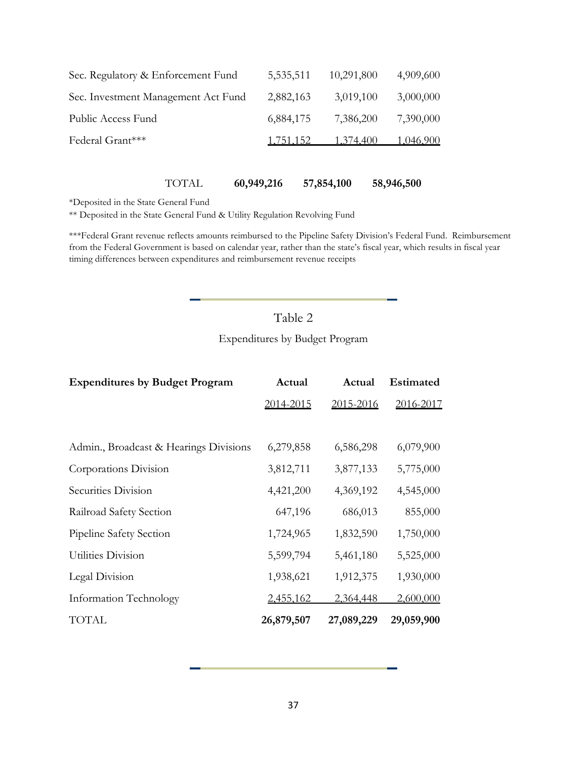| | | | |
|---|---|---|---|
| Sec. Regulatory & Enforcement Fund | 5,535,511 | 10,291,800 | 4,909,600 |
| Sec. Investment Management Act Fund | 2,882,163 | 3,019,100 | 3,000,000 |
| Public Access Fund | 6,884,175 | 7,386,200 | 7,390,000 |
| Federal Grant*** | 1,751,152 | 1,374,400 | 1,046,900 |
| TOTAL | **60,949,216** | **57,854,100** | **58,946,500** |

*Deposited in the State General Fund

** Deposited in the State General Fund & Utility Regulation Revolving Fund

***Federal Grant revenue reflects amounts reimbursed to the Pipeline Safety Division's Federal Fund. Reimbursement from the Federal Government is based on calendar year, rather than the state's fiscal year, which results in fiscal year timing differences between expenditures and reimbursement revenue receipts

## Table 2

Expenditures by Budget Program

| **Expenditures by Budget Program** | **Actual** 2014-2015 | **Actual** 2015-2016 | **Estimated** 2016-2017 |
|---|---|---|---|
| Admin., Broadcast & Hearings Divisions | 6,279,858 | 6,586,298 | 6,079,900 |
| Corporations Division | 3,812,711 | 3,877,133 | 5,775,000 |
| Securities Division | 4,421,200 | 4,369,192 | 4,545,000 |
| Railroad Safety Section | 647,196 | 686,013 | 855,000 |
| Pipeline Safety Section | 1,724,965 | 1,832,590 | 1,750,000 |
| Utilities Division | 5,599,794 | 5,461,180 | 5,525,000 |
| Legal Division | 1,938,621 | 1,912,375 | 1,930,000 |
| Information Technology | 2,455,162 | 2,364,448 | 2,600,000 |
| TOTAL | **26,879,507** | **27,089,229** | **29,059,900** |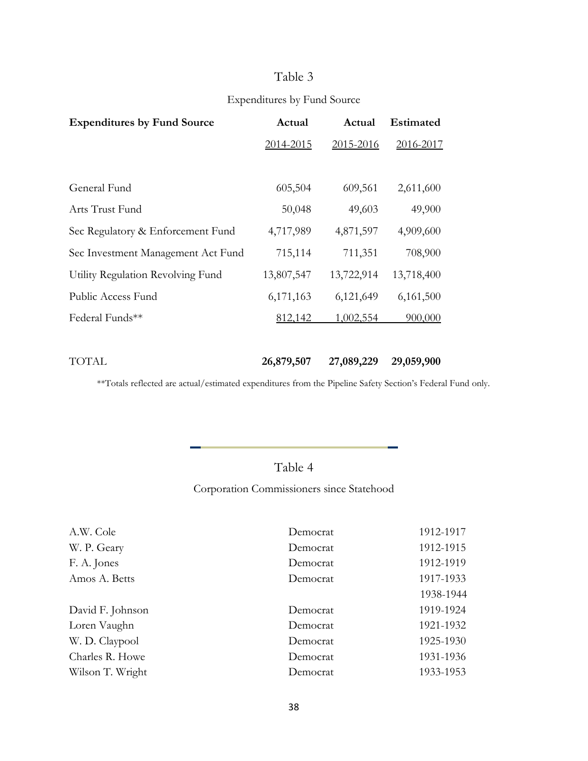## Table 3

Expenditures by Fund Source

| **Expenditures by Fund Source** | **Actual** 2014-2015 | **Actual** 2015-2016 | **Estimated** 2016-2017 |
|---|---|---|---|
| General Fund | 605,504 | 609,561 | 2,611,600 |
| Arts Trust Fund | 50,048 | 49,603 | 49,900 |
| Sec Regulatory & Enforcement Fund | 4,717,989 | 4,871,597 | 4,909,600 |
| Sec Investment Management Act Fund | 715,114 | 711,351 | 708,900 |
| Utility Regulation Revolving Fund | 13,807,547 | 13,722,914 | 13,718,400 |
| Public Access Fund | 6,171,163 | 6,121,649 | 6,161,500 |
| Federal Funds** | 812,142 | 1,002,554 | 900,000 |
| TOTAL | **26,879,507** | **27,089,229** | **29,059,900** |

**Totals reflected are actual/estimated expenditures from the Pipeline Safety Section's Federal Fund only.

## Table 4

Corporation Commissioners since Statehood

| | | |
|---|---|---|
| A.W. Cole | Democrat | 1912-1917 |
| W. P. Geary | Democrat | 1912-1915 |
| F. A. Jones | Democrat | 1912-1919 |
| Amos A. Betts | Democrat | 1917-1933<br>1938-1944 |
| David F. Johnson | Democrat | 1919-1924 |
| Loren Vaughn | Democrat | 1921-1932 |
| W. D. Claypool | Democrat | 1925-1930 |
| Charles R. Howe | Democrat | 1931-1936 |
| Wilson T. Wright | Democrat | 1933-1953 |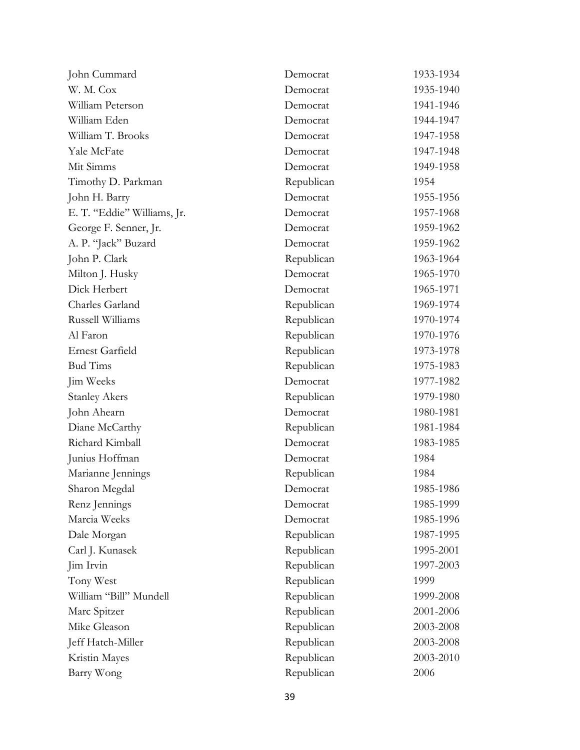| | | |
|---|---|---|
| John Cummard | Democrat | 1933-1934 |
| W. M. Cox | Democrat | 1935-1940 |
| William Peterson | Democrat | 1941-1946 |
| William Eden | Democrat | 1944-1947 |
| William T. Brooks | Democrat | 1947-1958 |
| Yale McFate | Democrat | 1947-1948 |
| Mit Simms | Democrat | 1949-1958 |
| Timothy D. Parkman | Republican | 1954 |
| John H. Barry | Democrat | 1955-1956 |
| E. T. "Eddie" Williams, Jr. | Democrat | 1957-1968 |
| George F. Senner, Jr. | Democrat | 1959-1962 |
| A. P. "Jack" Buzard | Democrat | 1959-1962 |
| John P. Clark | Republican | 1963-1964 |
| Milton J. Husky | Democrat | 1965-1970 |
| Dick Herbert | Democrat | 1965-1971 |
| Charles Garland | Republican | 1969-1974 |
| Russell Williams | Republican | 1970-1974 |
| Al Faron | Republican | 1970-1976 |
| Ernest Garfield | Republican | 1973-1978 |
| Bud Tims | Republican | 1975-1983 |
| Jim Weeks | Democrat | 1977-1982 |
| Stanley Akers | Republican | 1979-1980 |
| John Ahearn | Democrat | 1980-1981 |
| Diane McCarthy | Republican | 1981-1984 |
| Richard Kimball | Democrat | 1983-1985 |
| Junius Hoffman | Democrat | 1984 |
| Marianne Jennings | Republican | 1984 |
| Sharon Megdal | Democrat | 1985-1986 |
| Renz Jennings | Democrat | 1985-1999 |
| Marcia Weeks | Democrat | 1985-1996 |
| Dale Morgan | Republican | 1987-1995 |
| Carl J. Kunasek | Republican | 1995-2001 |
| Jim Irvin | Republican | 1997-2003 |
| Tony West | Republican | 1999 |
| William "Bill" Mundell | Republican | 1999-2008 |
| Marc Spitzer | Republican | 2001-2006 |
| Mike Gleason | Republican | 2003-2008 |
| Jeff Hatch-Miller | Republican | 2003-2008 |
| Kristin Mayes | Republican | 2003-2010 |
| Barry Wong | Republican | 2006 |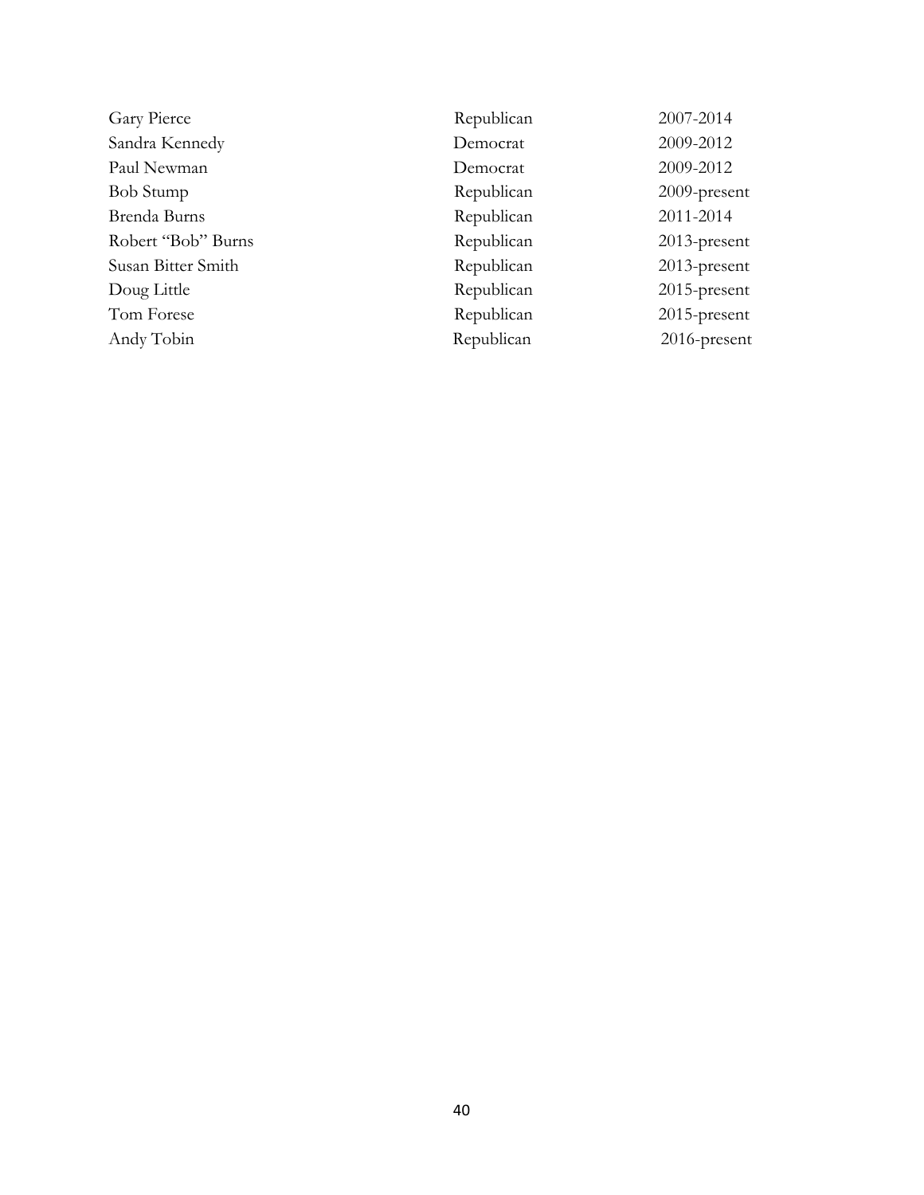| | | |
|---|---|---|
| Gary Pierce | Republican | 2007-2014 |
| Sandra Kennedy | Democrat | 2009-2012 |
| Paul Newman | Democrat | 2009-2012 |
| Bob Stump | Republican | 2009-present |
| Brenda Burns | Republican | 2011-2014 |
| Robert "Bob" Burns | Republican | 2013-present |
| Susan Bitter Smith | Republican | 2013-present |
| Doug Little | Republican | 2015-present |
| Tom Forese | Republican | 2015-present |
| Andy Tobin | Republican | 2016-present |